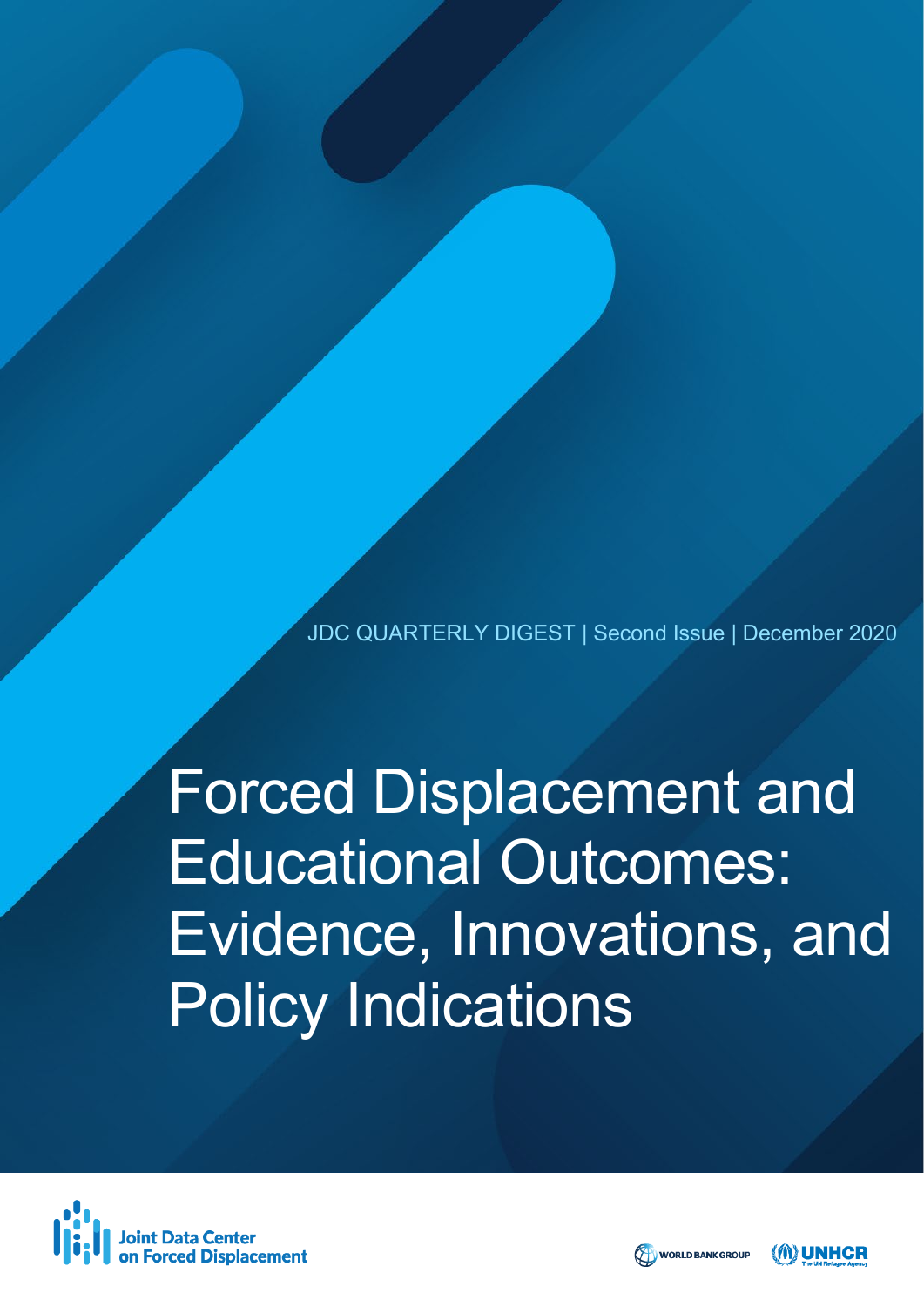JDC QUARTERLY DIGEST | Second Issue | December 2020

# Forced Displacement and Educational Outcomes: Evidence, Innovations, and Policy Indications

Joint Data Center on Forced Displacement

WORLD BANK GROUP

UNHCR The UN Refugee Agency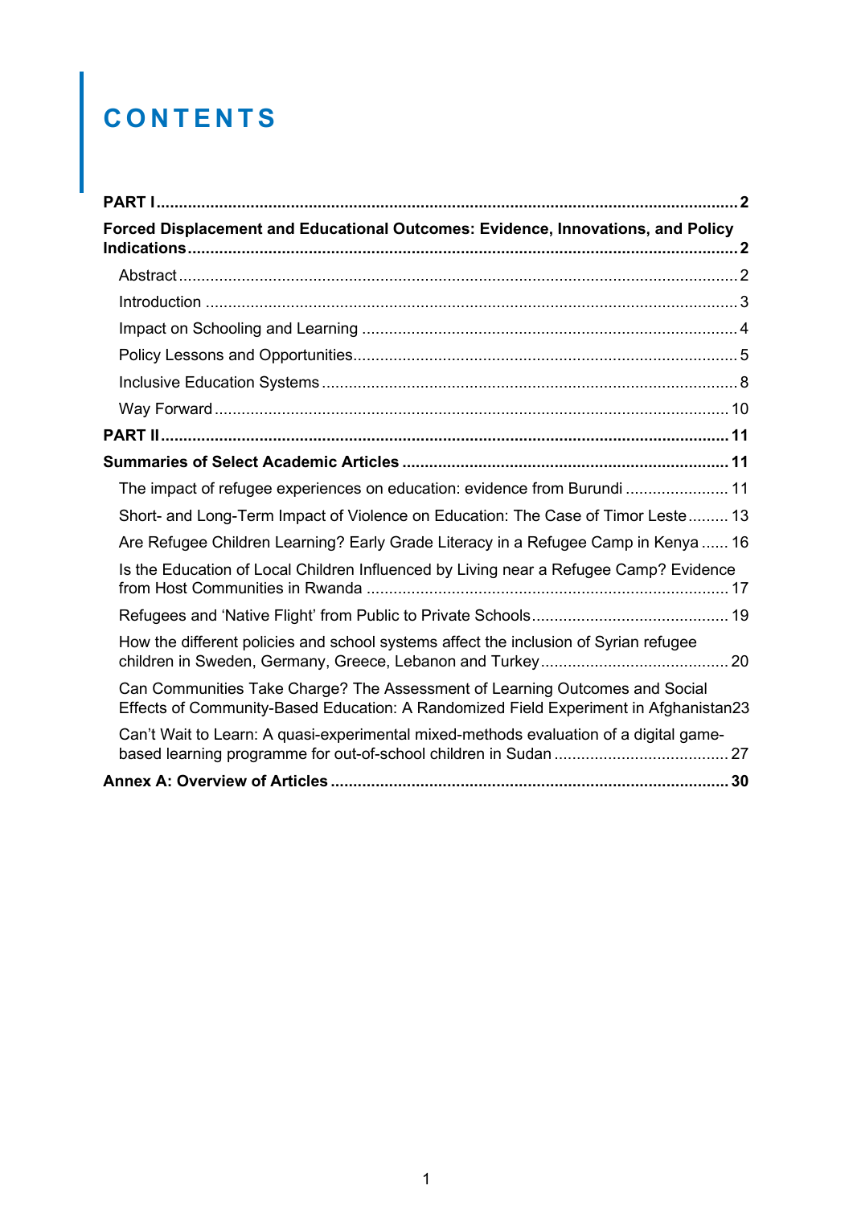# CONTENTS

**PART I** ..... **2**

**Forced Displacement and Educational Outcomes: Evidence, Innovations, and Policy Indications** ..... **2**

- Abstract ..... 2
- Introduction ..... 3
- Impact on Schooling and Learning ..... 4
- Policy Lessons and Opportunities ..... 5
- Inclusive Education Systems ..... 8
- Way Forward ..... 10

**PART II** ..... **11**

**Summaries of Select Academic Articles** ..... **11**

- The impact of refugee experiences on education: evidence from Burundi ..... 11
- Short- and Long-Term Impact of Violence on Education: The Case of Timor Leste ..... 13
- Are Refugee Children Learning? Early Grade Literacy in a Refugee Camp in Kenya ..... 16
- Is the Education of Local Children Influenced by Living near a Refugee Camp? Evidence from Host Communities in Rwanda ..... 17
- Refugees and 'Native Flight' from Public to Private Schools ..... 19
- How the different policies and school systems affect the inclusion of Syrian refugee children in Sweden, Germany, Greece, Lebanon and Turkey ..... 20
- Can Communities Take Charge? The Assessment of Learning Outcomes and Social Effects of Community-Based Education: A Randomized Field Experiment in Afghanistan ..... 23
- Can't Wait to Learn: A quasi-experimental mixed-methods evaluation of a digital game-based learning programme for out-of-school children in Sudan ..... 27

**Annex A: Overview of Articles** ..... **30**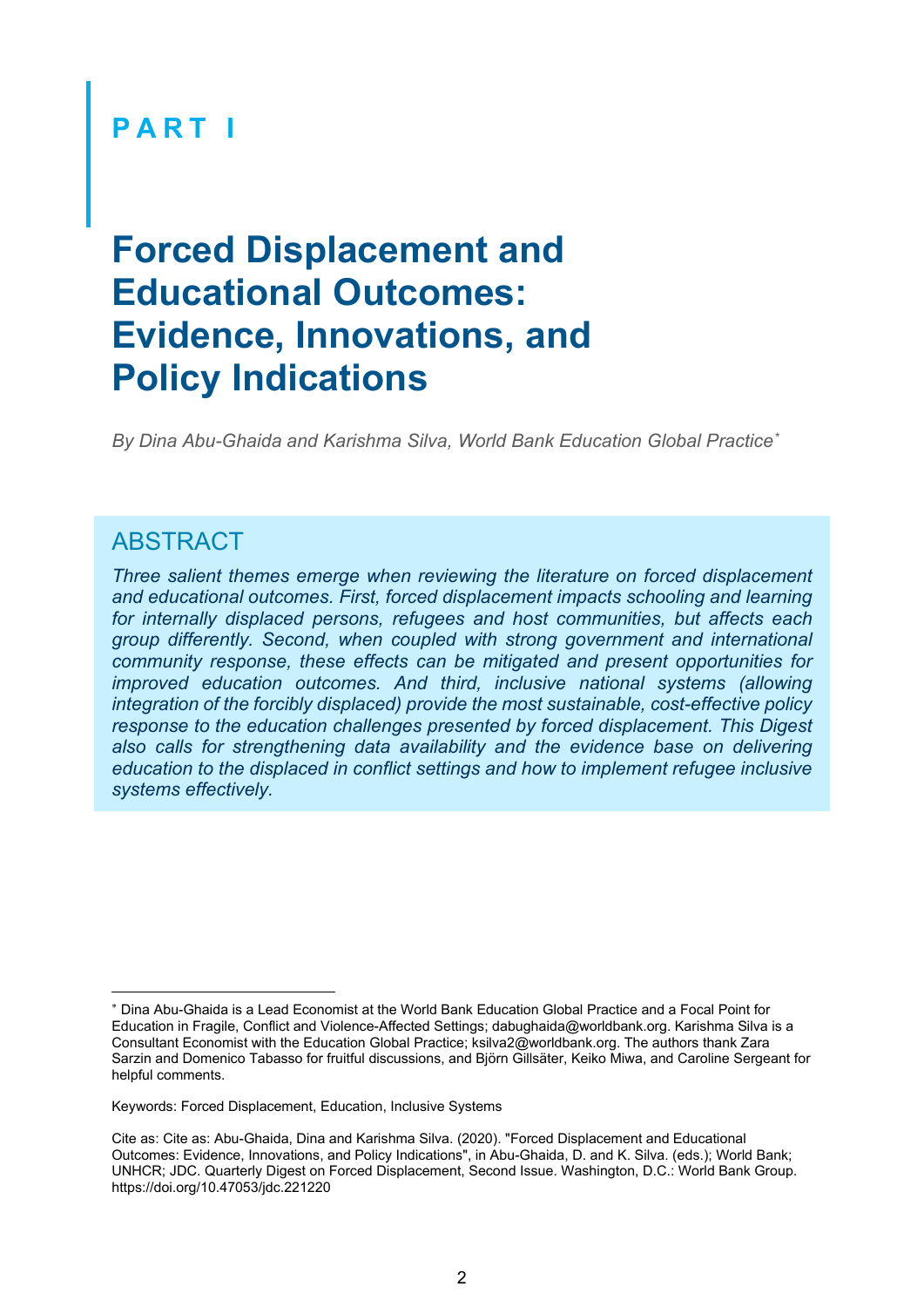## PART I

# Forced Displacement and Educational Outcomes: Evidence, Innovations, and Policy Indications

*By Dina Abu-Ghaida and Karishma Silva, World Bank Education Global Practice*[*]

## ABSTRACT

*Three salient themes emerge when reviewing the literature on forced displacement and educational outcomes. First, forced displacement impacts schooling and learning for internally displaced persons, refugees and host communities, but affects each group differently. Second, when coupled with strong government and international community response, these effects can be mitigated and present opportunities for improved education outcomes. And third, inclusive national systems (allowing integration of the forcibly displaced) provide the most sustainable, cost-effective policy response to the education challenges presented by forced displacement. This Digest also calls for strengthening data availability and the evidence base on delivering education to the displaced in conflict settings and how to implement refugee inclusive systems effectively.*

---

[*] Dina Abu-Ghaida is a Lead Economist at the World Bank Education Global Practice and a Focal Point for Education in Fragile, Conflict and Violence-Affected Settings; dabughaida@worldbank.org. Karishma Silva is a Consultant Economist with the Education Global Practice; ksilva2@worldbank.org. The authors thank Zara Sarzin and Domenico Tabasso for fruitful discussions, and Björn Gillsäter, Keiko Miwa, and Caroline Sergeant for helpful comments.

Keywords: Forced Displacement, Education, Inclusive Systems

Cite as: Cite as: Abu-Ghaida, Dina and Karishma Silva. (2020). "Forced Displacement and Educational Outcomes: Evidence, Innovations, and Policy Indications", in Abu-Ghaida, D. and K. Silva. (eds.); World Bank; UNHCR; JDC. Quarterly Digest on Forced Displacement, Second Issue. Washington, D.C.: World Bank Group. https://doi.org/10.47053/jdc.221220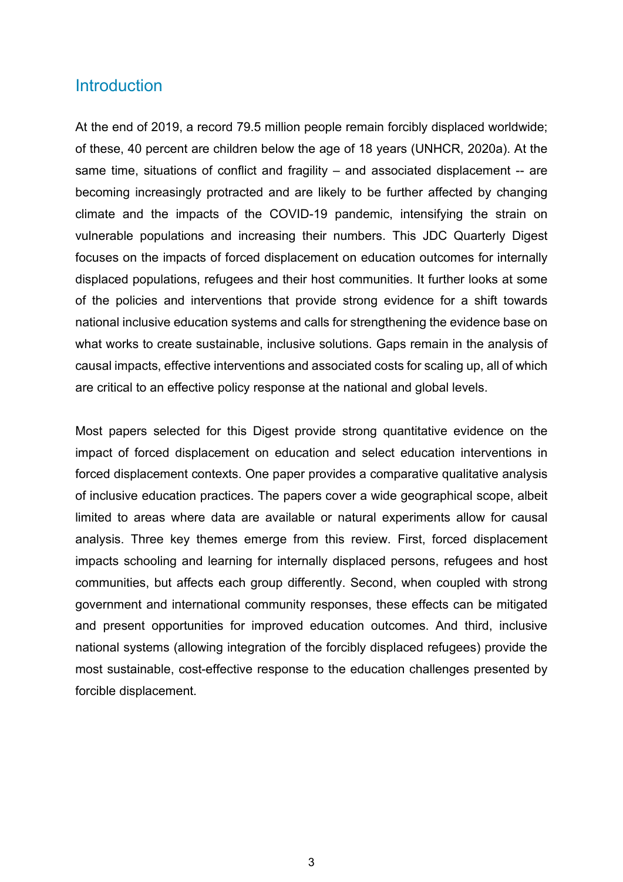## Introduction

At the end of 2019, a record 79.5 million people remain forcibly displaced worldwide; of these, 40 percent are children below the age of 18 years (UNHCR, 2020a). At the same time, situations of conflict and fragility – and associated displacement -- are becoming increasingly protracted and are likely to be further affected by changing climate and the impacts of the COVID-19 pandemic, intensifying the strain on vulnerable populations and increasing their numbers. This JDC Quarterly Digest focuses on the impacts of forced displacement on education outcomes for internally displaced populations, refugees and their host communities. It further looks at some of the policies and interventions that provide strong evidence for a shift towards national inclusive education systems and calls for strengthening the evidence base on what works to create sustainable, inclusive solutions. Gaps remain in the analysis of causal impacts, effective interventions and associated costs for scaling up, all of which are critical to an effective policy response at the national and global levels.

Most papers selected for this Digest provide strong quantitative evidence on the impact of forced displacement on education and select education interventions in forced displacement contexts. One paper provides a comparative qualitative analysis of inclusive education practices. The papers cover a wide geographical scope, albeit limited to areas where data are available or natural experiments allow for causal analysis. Three key themes emerge from this review. First, forced displacement impacts schooling and learning for internally displaced persons, refugees and host communities, but affects each group differently. Second, when coupled with strong government and international community responses, these effects can be mitigated and present opportunities for improved education outcomes. And third, inclusive national systems (allowing integration of the forcibly displaced refugees) provide the most sustainable, cost-effective response to the education challenges presented by forcible displacement.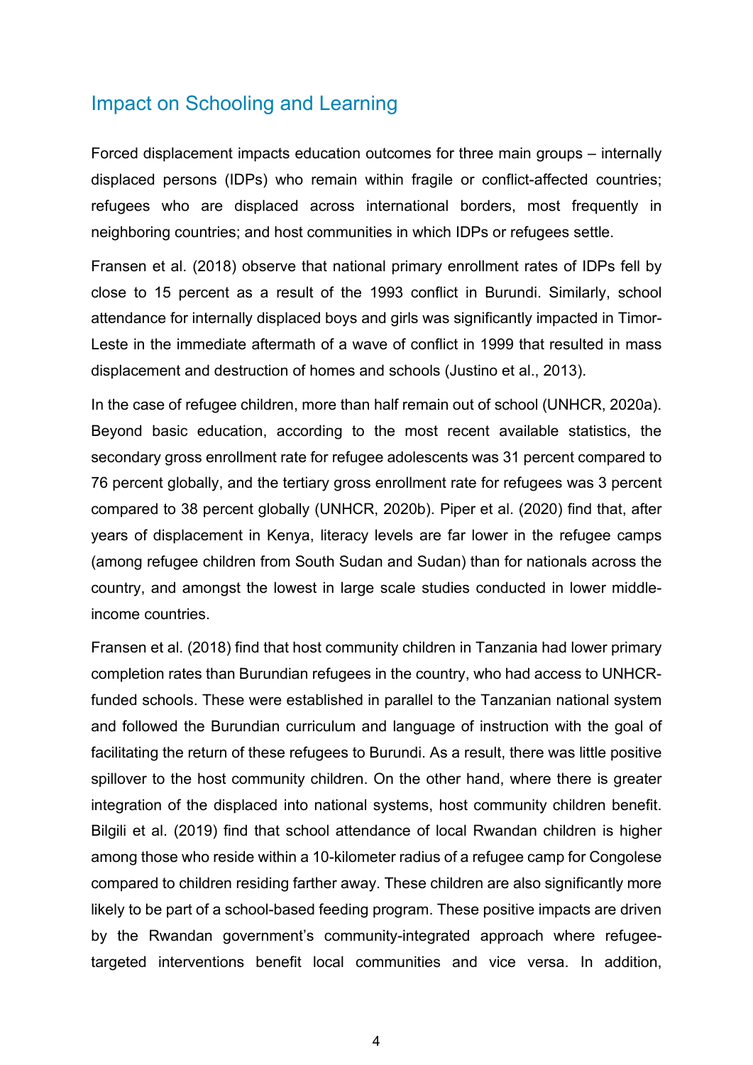## Impact on Schooling and Learning

Forced displacement impacts education outcomes for three main groups – internally displaced persons (IDPs) who remain within fragile or conflict-affected countries; refugees who are displaced across international borders, most frequently in neighboring countries; and host communities in which IDPs or refugees settle.

Fransen et al. (2018) observe that national primary enrollment rates of IDPs fell by close to 15 percent as a result of the 1993 conflict in Burundi. Similarly, school attendance for internally displaced boys and girls was significantly impacted in Timor-Leste in the immediate aftermath of a wave of conflict in 1999 that resulted in mass displacement and destruction of homes and schools (Justino et al., 2013).

In the case of refugee children, more than half remain out of school (UNHCR, 2020a). Beyond basic education, according to the most recent available statistics, the secondary gross enrollment rate for refugee adolescents was 31 percent compared to 76 percent globally, and the tertiary gross enrollment rate for refugees was 3 percent compared to 38 percent globally (UNHCR, 2020b). Piper et al. (2020) find that, after years of displacement in Kenya, literacy levels are far lower in the refugee camps (among refugee children from South Sudan and Sudan) than for nationals across the country, and amongst the lowest in large scale studies conducted in lower middle-income countries.

Fransen et al. (2018) find that host community children in Tanzania had lower primary completion rates than Burundian refugees in the country, who had access to UNHCR-funded schools. These were established in parallel to the Tanzanian national system and followed the Burundian curriculum and language of instruction with the goal of facilitating the return of these refugees to Burundi. As a result, there was little positive spillover to the host community children. On the other hand, where there is greater integration of the displaced into national systems, host community children benefit. Bilgili et al. (2019) find that school attendance of local Rwandan children is higher among those who reside within a 10-kilometer radius of a refugee camp for Congolese compared to children residing farther away. These children are also significantly more likely to be part of a school-based feeding program. These positive impacts are driven by the Rwandan government's community-integrated approach where refugee-targeted interventions benefit local communities and vice versa. In addition,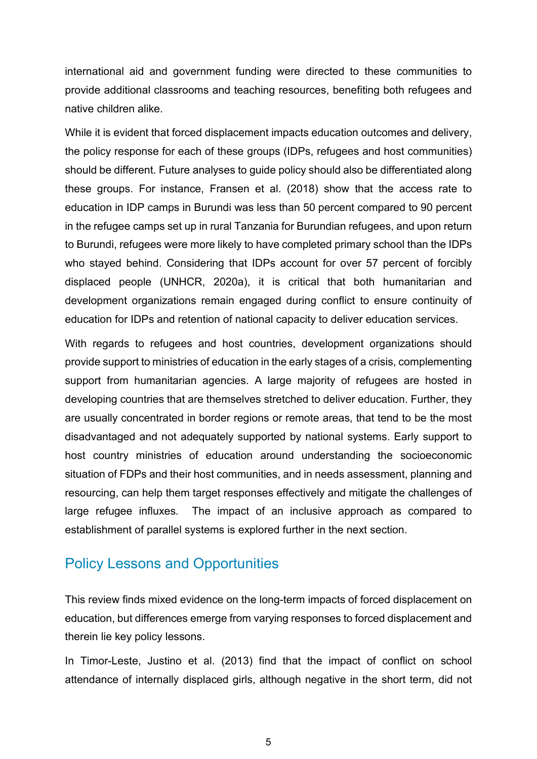international aid and government funding were directed to these communities to provide additional classrooms and teaching resources, benefiting both refugees and native children alike.

While it is evident that forced displacement impacts education outcomes and delivery, the policy response for each of these groups (IDPs, refugees and host communities) should be different. Future analyses to guide policy should also be differentiated along these groups. For instance, Fransen et al. (2018) show that the access rate to education in IDP camps in Burundi was less than 50 percent compared to 90 percent in the refugee camps set up in rural Tanzania for Burundian refugees, and upon return to Burundi, refugees were more likely to have completed primary school than the IDPs who stayed behind. Considering that IDPs account for over 57 percent of forcibly displaced people (UNHCR, 2020a), it is critical that both humanitarian and development organizations remain engaged during conflict to ensure continuity of education for IDPs and retention of national capacity to deliver education services.

With regards to refugees and host countries, development organizations should provide support to ministries of education in the early stages of a crisis, complementing support from humanitarian agencies. A large majority of refugees are hosted in developing countries that are themselves stretched to deliver education. Further, they are usually concentrated in border regions or remote areas, that tend to be the most disadvantaged and not adequately supported by national systems. Early support to host country ministries of education around understanding the socioeconomic situation of FDPs and their host communities, and in needs assessment, planning and resourcing, can help them target responses effectively and mitigate the challenges of large refugee influxes. The impact of an inclusive approach as compared to establishment of parallel systems is explored further in the next section.

## Policy Lessons and Opportunities

This review finds mixed evidence on the long-term impacts of forced displacement on education, but differences emerge from varying responses to forced displacement and therein lie key policy lessons.

In Timor-Leste, Justino et al. (2013) find that the impact of conflict on school attendance of internally displaced girls, although negative in the short term, did not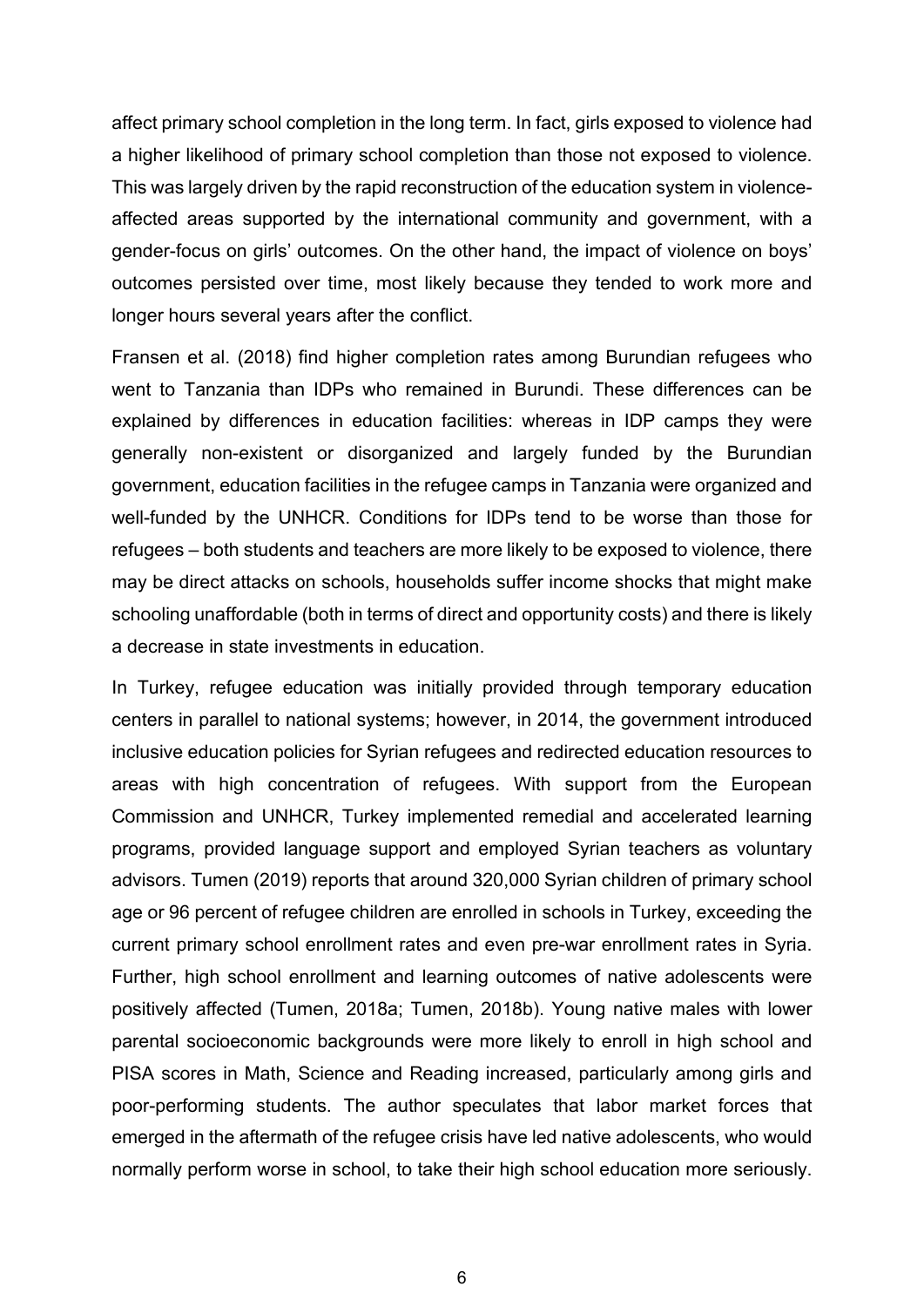affect primary school completion in the long term. In fact, girls exposed to violence had a higher likelihood of primary school completion than those not exposed to violence. This was largely driven by the rapid reconstruction of the education system in violence-affected areas supported by the international community and government, with a gender-focus on girls' outcomes. On the other hand, the impact of violence on boys' outcomes persisted over time, most likely because they tended to work more and longer hours several years after the conflict.

Fransen et al. (2018) find higher completion rates among Burundian refugees who went to Tanzania than IDPs who remained in Burundi. These differences can be explained by differences in education facilities: whereas in IDP camps they were generally non-existent or disorganized and largely funded by the Burundian government, education facilities in the refugee camps in Tanzania were organized and well-funded by the UNHCR. Conditions for IDPs tend to be worse than those for refugees – both students and teachers are more likely to be exposed to violence, there may be direct attacks on schools, households suffer income shocks that might make schooling unaffordable (both in terms of direct and opportunity costs) and there is likely a decrease in state investments in education.

In Turkey, refugee education was initially provided through temporary education centers in parallel to national systems; however, in 2014, the government introduced inclusive education policies for Syrian refugees and redirected education resources to areas with high concentration of refugees. With support from the European Commission and UNHCR, Turkey implemented remedial and accelerated learning programs, provided language support and employed Syrian teachers as voluntary advisors. Tumen (2019) reports that around 320,000 Syrian children of primary school age or 96 percent of refugee children are enrolled in schools in Turkey, exceeding the current primary school enrollment rates and even pre-war enrollment rates in Syria. Further, high school enrollment and learning outcomes of native adolescents were positively affected (Tumen, 2018a; Tumen, 2018b). Young native males with lower parental socioeconomic backgrounds were more likely to enroll in high school and PISA scores in Math, Science and Reading increased, particularly among girls and poor-performing students. The author speculates that labor market forces that emerged in the aftermath of the refugee crisis have led native adolescents, who would normally perform worse in school, to take their high school education more seriously.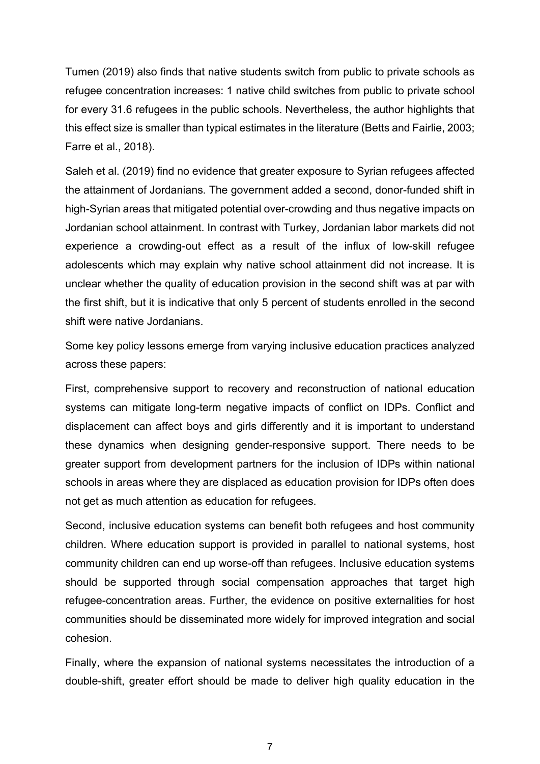Tumen (2019) also finds that native students switch from public to private schools as refugee concentration increases: 1 native child switches from public to private school for every 31.6 refugees in the public schools. Nevertheless, the author highlights that this effect size is smaller than typical estimates in the literature (Betts and Fairlie, 2003; Farre et al., 2018).

Saleh et al. (2019) find no evidence that greater exposure to Syrian refugees affected the attainment of Jordanians. The government added a second, donor-funded shift in high-Syrian areas that mitigated potential over-crowding and thus negative impacts on Jordanian school attainment. In contrast with Turkey, Jordanian labor markets did not experience a crowding-out effect as a result of the influx of low-skill refugee adolescents which may explain why native school attainment did not increase. It is unclear whether the quality of education provision in the second shift was at par with the first shift, but it is indicative that only 5 percent of students enrolled in the second shift were native Jordanians.

Some key policy lessons emerge from varying inclusive education practices analyzed across these papers:

First, comprehensive support to recovery and reconstruction of national education systems can mitigate long-term negative impacts of conflict on IDPs. Conflict and displacement can affect boys and girls differently and it is important to understand these dynamics when designing gender-responsive support. There needs to be greater support from development partners for the inclusion of IDPs within national schools in areas where they are displaced as education provision for IDPs often does not get as much attention as education for refugees.

Second, inclusive education systems can benefit both refugees and host community children. Where education support is provided in parallel to national systems, host community children can end up worse-off than refugees. Inclusive education systems should be supported through social compensation approaches that target high refugee-concentration areas. Further, the evidence on positive externalities for host communities should be disseminated more widely for improved integration and social cohesion.

Finally, where the expansion of national systems necessitates the introduction of a double-shift, greater effort should be made to deliver high quality education in the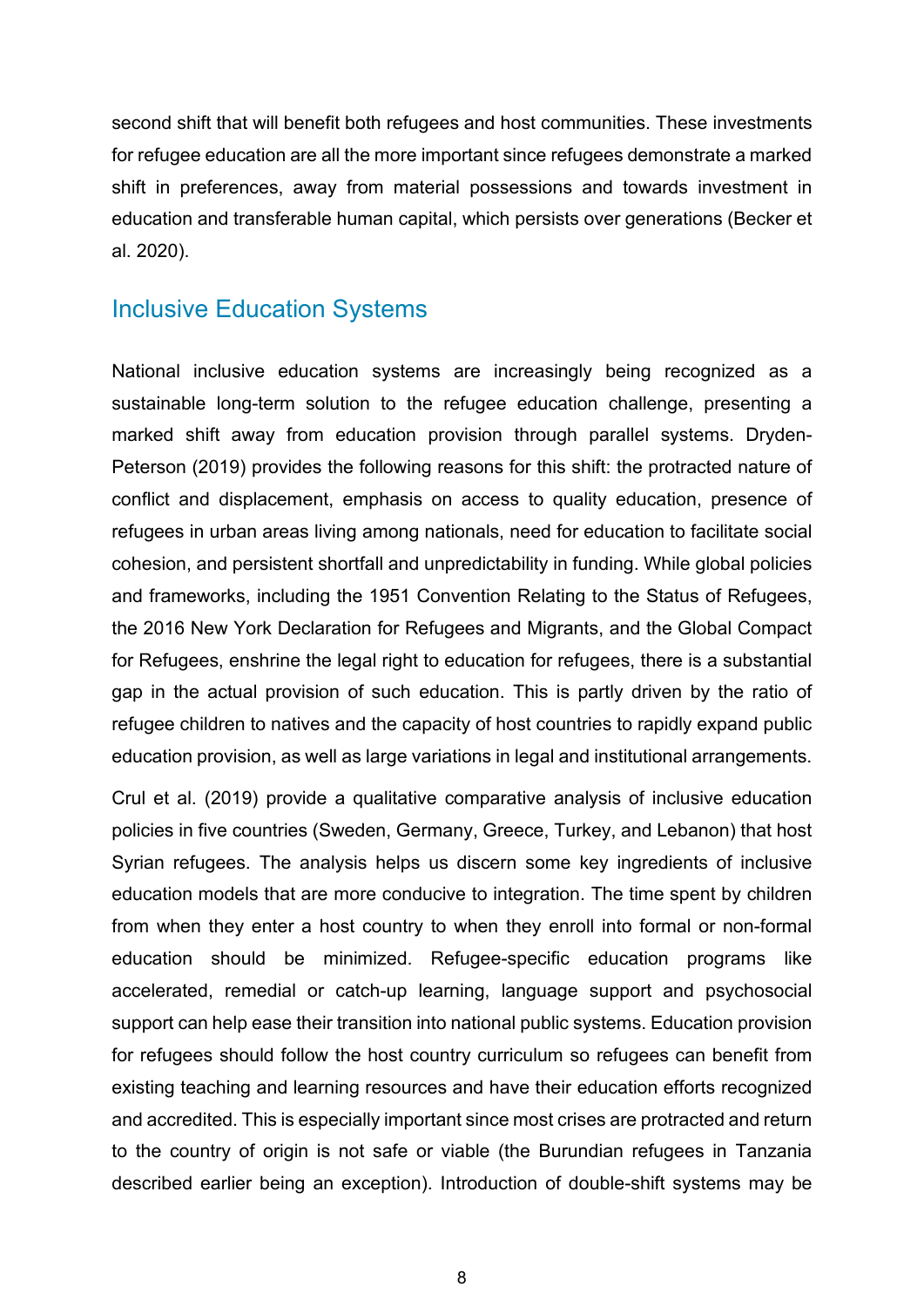second shift that will benefit both refugees and host communities. These investments for refugee education are all the more important since refugees demonstrate a marked shift in preferences, away from material possessions and towards investment in education and transferable human capital, which persists over generations (Becker et al. 2020).

## Inclusive Education Systems

National inclusive education systems are increasingly being recognized as a sustainable long-term solution to the refugee education challenge, presenting a marked shift away from education provision through parallel systems. Dryden-Peterson (2019) provides the following reasons for this shift: the protracted nature of conflict and displacement, emphasis on access to quality education, presence of refugees in urban areas living among nationals, need for education to facilitate social cohesion, and persistent shortfall and unpredictability in funding. While global policies and frameworks, including the 1951 Convention Relating to the Status of Refugees, the 2016 New York Declaration for Refugees and Migrants, and the Global Compact for Refugees, enshrine the legal right to education for refugees, there is a substantial gap in the actual provision of such education. This is partly driven by the ratio of refugee children to natives and the capacity of host countries to rapidly expand public education provision, as well as large variations in legal and institutional arrangements.

Crul et al. (2019) provide a qualitative comparative analysis of inclusive education policies in five countries (Sweden, Germany, Greece, Turkey, and Lebanon) that host Syrian refugees. The analysis helps us discern some key ingredients of inclusive education models that are more conducive to integration. The time spent by children from when they enter a host country to when they enroll into formal or non-formal education should be minimized. Refugee-specific education programs like accelerated, remedial or catch-up learning, language support and psychosocial support can help ease their transition into national public systems. Education provision for refugees should follow the host country curriculum so refugees can benefit from existing teaching and learning resources and have their education efforts recognized and accredited. This is especially important since most crises are protracted and return to the country of origin is not safe or viable (the Burundian refugees in Tanzania described earlier being an exception). Introduction of double-shift systems may be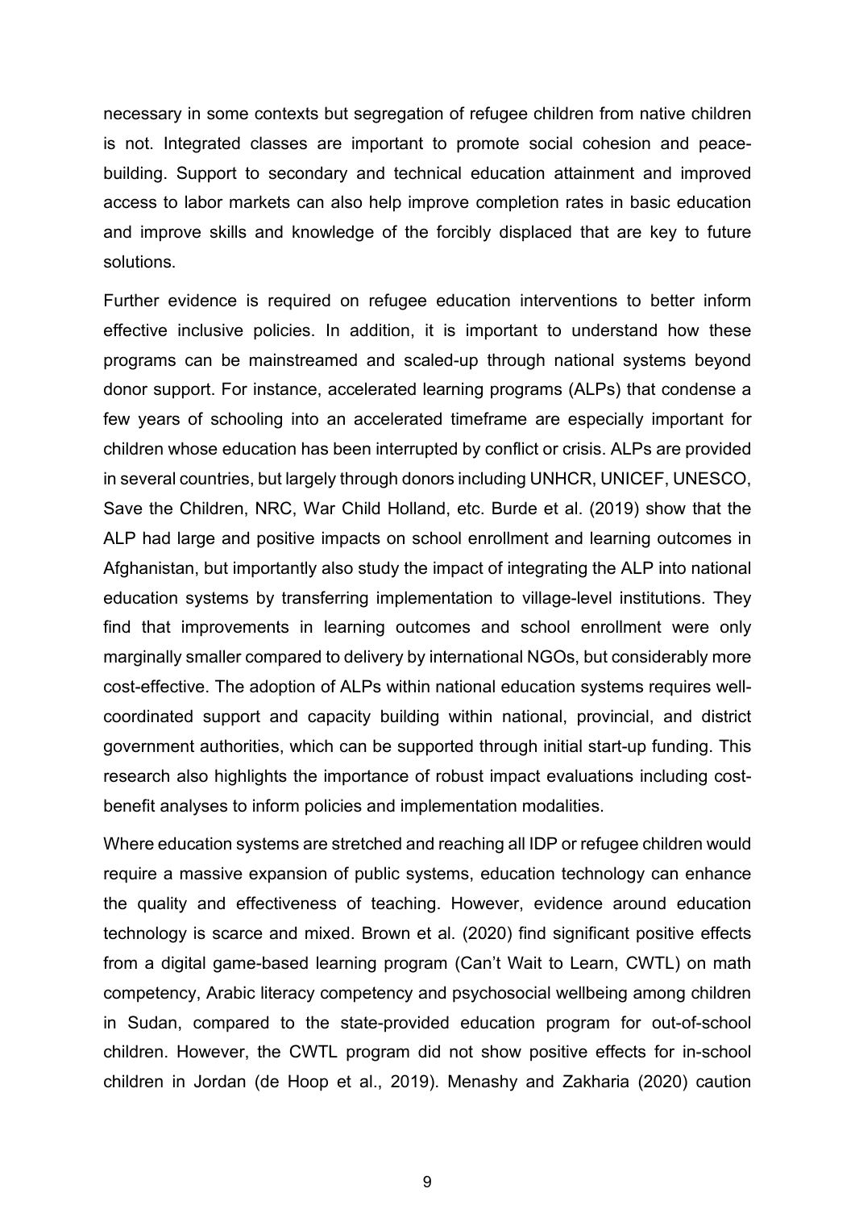necessary in some contexts but segregation of refugee children from native children is not. Integrated classes are important to promote social cohesion and peace-building. Support to secondary and technical education attainment and improved access to labor markets can also help improve completion rates in basic education and improve skills and knowledge of the forcibly displaced that are key to future solutions.

Further evidence is required on refugee education interventions to better inform effective inclusive policies. In addition, it is important to understand how these programs can be mainstreamed and scaled-up through national systems beyond donor support. For instance, accelerated learning programs (ALPs) that condense a few years of schooling into an accelerated timeframe are especially important for children whose education has been interrupted by conflict or crisis. ALPs are provided in several countries, but largely through donors including UNHCR, UNICEF, UNESCO, Save the Children, NRC, War Child Holland, etc. Burde et al. (2019) show that the ALP had large and positive impacts on school enrollment and learning outcomes in Afghanistan, but importantly also study the impact of integrating the ALP into national education systems by transferring implementation to village-level institutions. They find that improvements in learning outcomes and school enrollment were only marginally smaller compared to delivery by international NGOs, but considerably more cost-effective. The adoption of ALPs within national education systems requires well-coordinated support and capacity building within national, provincial, and district government authorities, which can be supported through initial start-up funding. This research also highlights the importance of robust impact evaluations including cost-benefit analyses to inform policies and implementation modalities.

Where education systems are stretched and reaching all IDP or refugee children would require a massive expansion of public systems, education technology can enhance the quality and effectiveness of teaching. However, evidence around education technology is scarce and mixed. Brown et al. (2020) find significant positive effects from a digital game-based learning program (Can't Wait to Learn, CWTL) on math competency, Arabic literacy competency and psychosocial wellbeing among children in Sudan, compared to the state-provided education program for out-of-school children. However, the CWTL program did not show positive effects for in-school children in Jordan (de Hoop et al., 2019). Menashy and Zakharia (2020) caution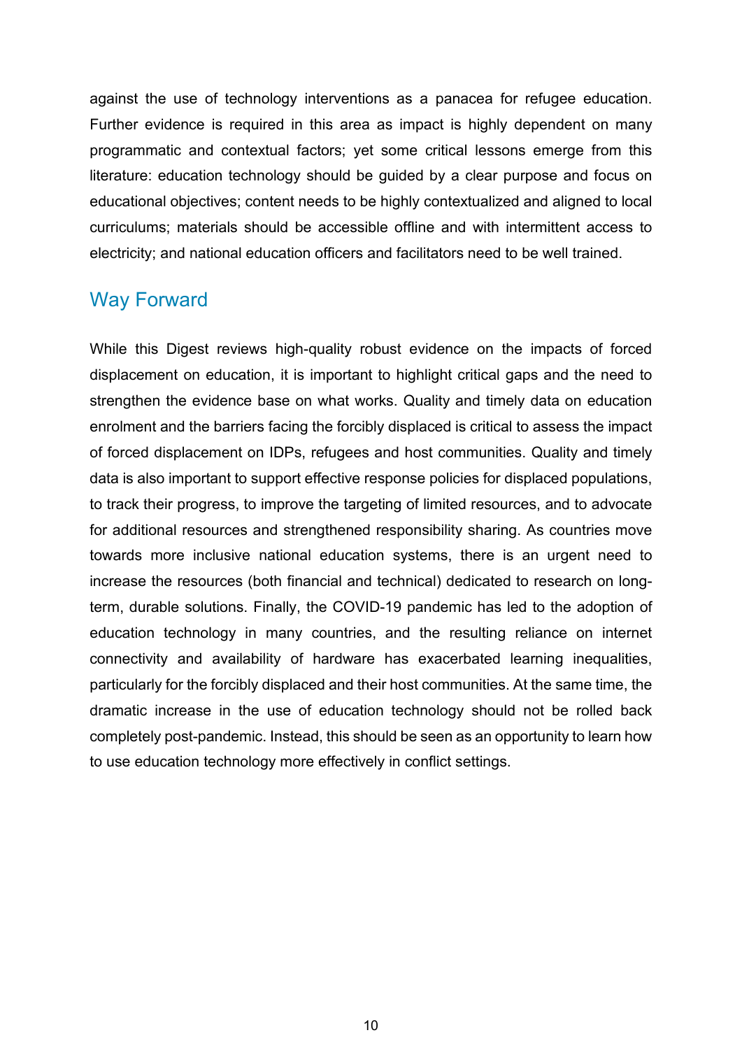against the use of technology interventions as a panacea for refugee education. Further evidence is required in this area as impact is highly dependent on many programmatic and contextual factors; yet some critical lessons emerge from this literature: education technology should be guided by a clear purpose and focus on educational objectives; content needs to be highly contextualized and aligned to local curriculums; materials should be accessible offline and with intermittent access to electricity; and national education officers and facilitators need to be well trained.

## Way Forward

While this Digest reviews high-quality robust evidence on the impacts of forced displacement on education, it is important to highlight critical gaps and the need to strengthen the evidence base on what works. Quality and timely data on education enrolment and the barriers facing the forcibly displaced is critical to assess the impact of forced displacement on IDPs, refugees and host communities. Quality and timely data is also important to support effective response policies for displaced populations, to track their progress, to improve the targeting of limited resources, and to advocate for additional resources and strengthened responsibility sharing. As countries move towards more inclusive national education systems, there is an urgent need to increase the resources (both financial and technical) dedicated to research on long-term, durable solutions. Finally, the COVID-19 pandemic has led to the adoption of education technology in many countries, and the resulting reliance on internet connectivity and availability of hardware has exacerbated learning inequalities, particularly for the forcibly displaced and their host communities. At the same time, the dramatic increase in the use of education technology should not be rolled back completely post-pandemic. Instead, this should be seen as an opportunity to learn how to use education technology more effectively in conflict settings.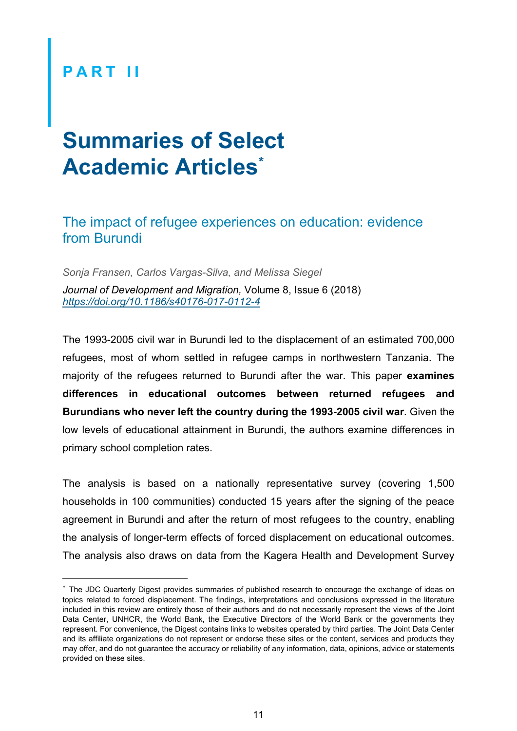# PART II

# Summaries of Select Academic Articles*

## The impact of refugee experiences on education: evidence from Burundi

*Sonja Fransen, Carlos Vargas-Silva, and Melissa Siegel*

*Journal of Development and Migration,* Volume 8, Issue 6 (2018)
*https://doi.org/10.1186/s40176-017-0112-4*

The 1993-2005 civil war in Burundi led to the displacement of an estimated 700,000 refugees, most of whom settled in refugee camps in northwestern Tanzania. The majority of the refugees returned to Burundi after the war. This paper **examines differences in educational outcomes between returned refugees and Burundians who never left the country during the 1993-2005 civil war**. Given the low levels of educational attainment in Burundi, the authors examine differences in primary school completion rates.

The analysis is based on a nationally representative survey (covering 1,500 households in 100 communities) conducted 15 years after the signing of the peace agreement in Burundi and after the return of most refugees to the country, enabling the analysis of longer-term effects of forced displacement on educational outcomes. The analysis also draws on data from the Kagera Health and Development Survey

---

* The JDC Quarterly Digest provides summaries of published research to encourage the exchange of ideas on topics related to forced displacement. The findings, interpretations and conclusions expressed in the literature included in this review are entirely those of their authors and do not necessarily represent the views of the Joint Data Center, UNHCR, the World Bank, the Executive Directors of the World Bank or the governments they represent. For convenience, the Digest contains links to websites operated by third parties. The Joint Data Center and its affiliate organizations do not represent or endorse these sites or the content, services and products they may offer, and do not guarantee the accuracy or reliability of any information, data, opinions, advice or statements provided on these sites.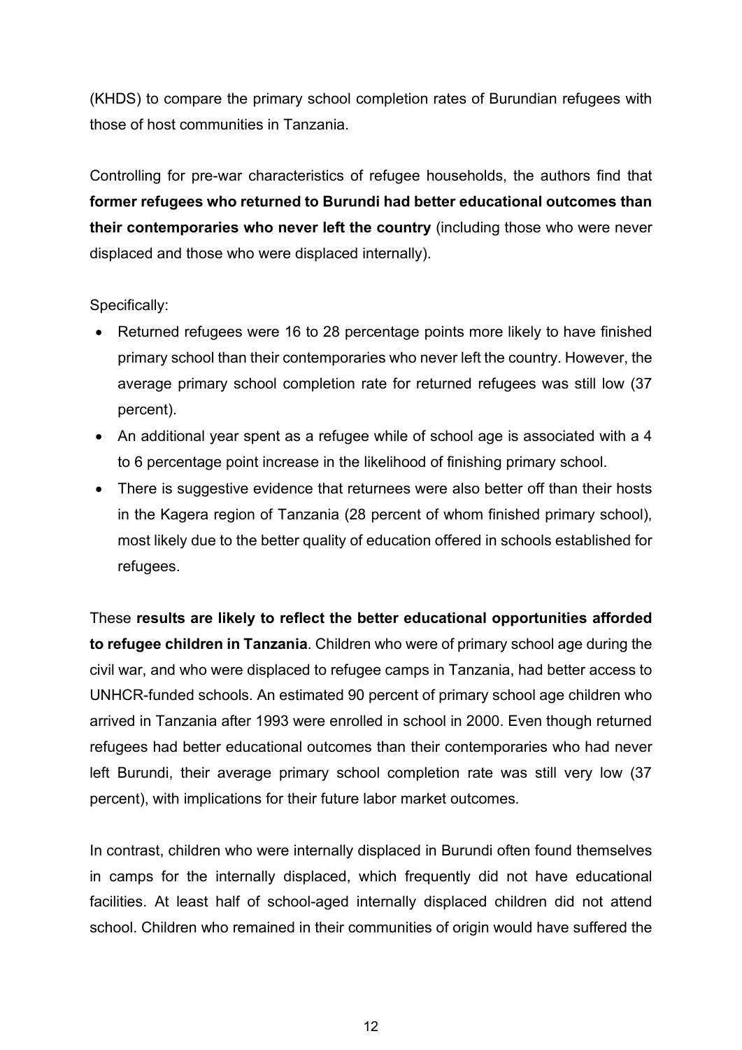(KHDS) to compare the primary school completion rates of Burundian refugees with those of host communities in Tanzania.

Controlling for pre-war characteristics of refugee households, the authors find that **former refugees who returned to Burundi had better educational outcomes than their contemporaries who never left the country** (including those who were never displaced and those who were displaced internally).

Specifically:

- Returned refugees were 16 to 28 percentage points more likely to have finished primary school than their contemporaries who never left the country. However, the average primary school completion rate for returned refugees was still low (37 percent).
- An additional year spent as a refugee while of school age is associated with a 4 to 6 percentage point increase in the likelihood of finishing primary school.
- There is suggestive evidence that returnees were also better off than their hosts in the Kagera region of Tanzania (28 percent of whom finished primary school), most likely due to the better quality of education offered in schools established for refugees.

These **results are likely to reflect the better educational opportunities afforded to refugee children in Tanzania**. Children who were of primary school age during the civil war, and who were displaced to refugee camps in Tanzania, had better access to UNHCR-funded schools. An estimated 90 percent of primary school age children who arrived in Tanzania after 1993 were enrolled in school in 2000. Even though returned refugees had better educational outcomes than their contemporaries who had never left Burundi, their average primary school completion rate was still very low (37 percent), with implications for their future labor market outcomes.

In contrast, children who were internally displaced in Burundi often found themselves in camps for the internally displaced, which frequently did not have educational facilities. At least half of school-aged internally displaced children did not attend school. Children who remained in their communities of origin would have suffered the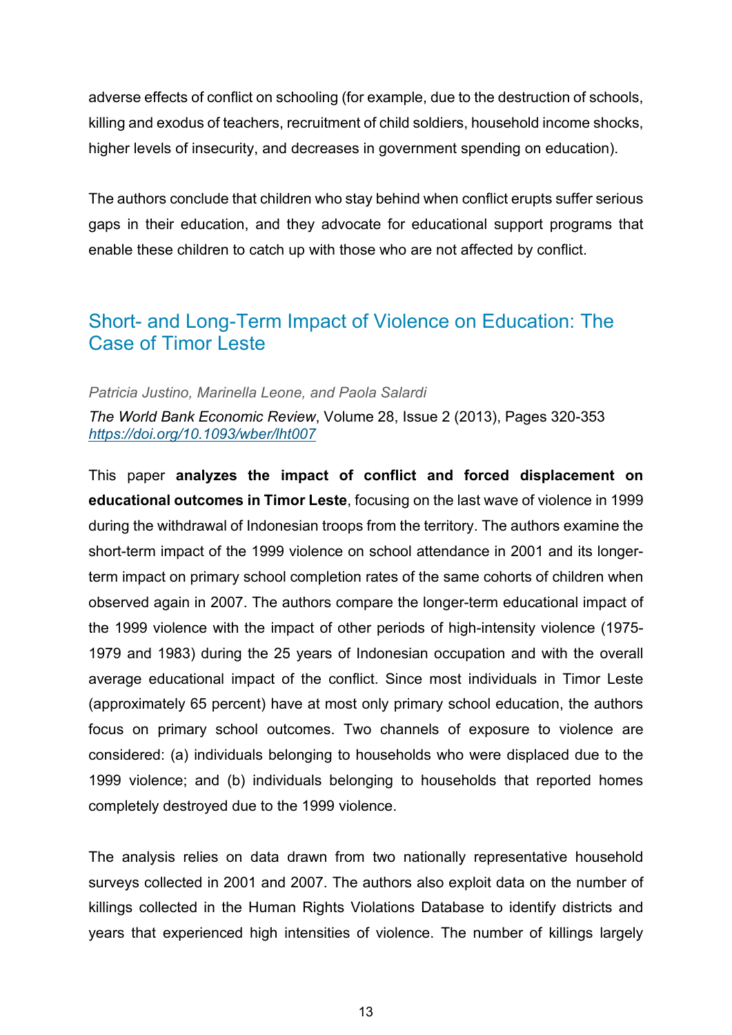adverse effects of conflict on schooling (for example, due to the destruction of schools, killing and exodus of teachers, recruitment of child soldiers, household income shocks, higher levels of insecurity, and decreases in government spending on education).

The authors conclude that children who stay behind when conflict erupts suffer serious gaps in their education, and they advocate for educational support programs that enable these children to catch up with those who are not affected by conflict.

## Short- and Long-Term Impact of Violence on Education: The Case of Timor Leste

*Patricia Justino, Marinella Leone, and Paola Salardi*

*The World Bank Economic Review*, Volume 28, Issue 2 (2013), Pages 320-353
*https://doi.org/10.1093/wber/lht007*

This paper **analyzes the impact of conflict and forced displacement on educational outcomes in Timor Leste**, focusing on the last wave of violence in 1999 during the withdrawal of Indonesian troops from the territory. The authors examine the short-term impact of the 1999 violence on school attendance in 2001 and its longer-term impact on primary school completion rates of the same cohorts of children when observed again in 2007. The authors compare the longer-term educational impact of the 1999 violence with the impact of other periods of high-intensity violence (1975-1979 and 1983) during the 25 years of Indonesian occupation and with the overall average educational impact of the conflict. Since most individuals in Timor Leste (approximately 65 percent) have at most only primary school education, the authors focus on primary school outcomes. Two channels of exposure to violence are considered: (a) individuals belonging to households who were displaced due to the 1999 violence; and (b) individuals belonging to households that reported homes completely destroyed due to the 1999 violence.

The analysis relies on data drawn from two nationally representative household surveys collected in 2001 and 2007. The authors also exploit data on the number of killings collected in the Human Rights Violations Database to identify districts and years that experienced high intensities of violence. The number of killings largely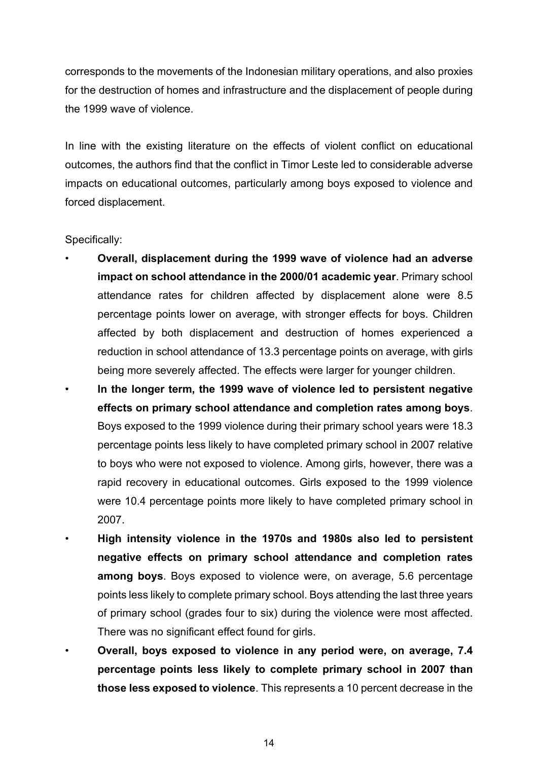corresponds to the movements of the Indonesian military operations, and also proxies for the destruction of homes and infrastructure and the displacement of people during the 1999 wave of violence.

In line with the existing literature on the effects of violent conflict on educational outcomes, the authors find that the conflict in Timor Leste led to considerable adverse impacts on educational outcomes, particularly among boys exposed to violence and forced displacement.

Specifically:

- **Overall, displacement during the 1999 wave of violence had an adverse impact on school attendance in the 2000/01 academic year**. Primary school attendance rates for children affected by displacement alone were 8.5 percentage points lower on average, with stronger effects for boys. Children affected by both displacement and destruction of homes experienced a reduction in school attendance of 13.3 percentage points on average, with girls being more severely affected. The effects were larger for younger children.
- **In the longer term, the 1999 wave of violence led to persistent negative effects on primary school attendance and completion rates among boys**. Boys exposed to the 1999 violence during their primary school years were 18.3 percentage points less likely to have completed primary school in 2007 relative to boys who were not exposed to violence. Among girls, however, there was a rapid recovery in educational outcomes. Girls exposed to the 1999 violence were 10.4 percentage points more likely to have completed primary school in 2007.
- **High intensity violence in the 1970s and 1980s also led to persistent negative effects on primary school attendance and completion rates among boys**. Boys exposed to violence were, on average, 5.6 percentage points less likely to complete primary school. Boys attending the last three years of primary school (grades four to six) during the violence were most affected. There was no significant effect found for girls.
- **Overall, boys exposed to violence in any period were, on average, 7.4 percentage points less likely to complete primary school in 2007 than those less exposed to violence**. This represents a 10 percent decrease in the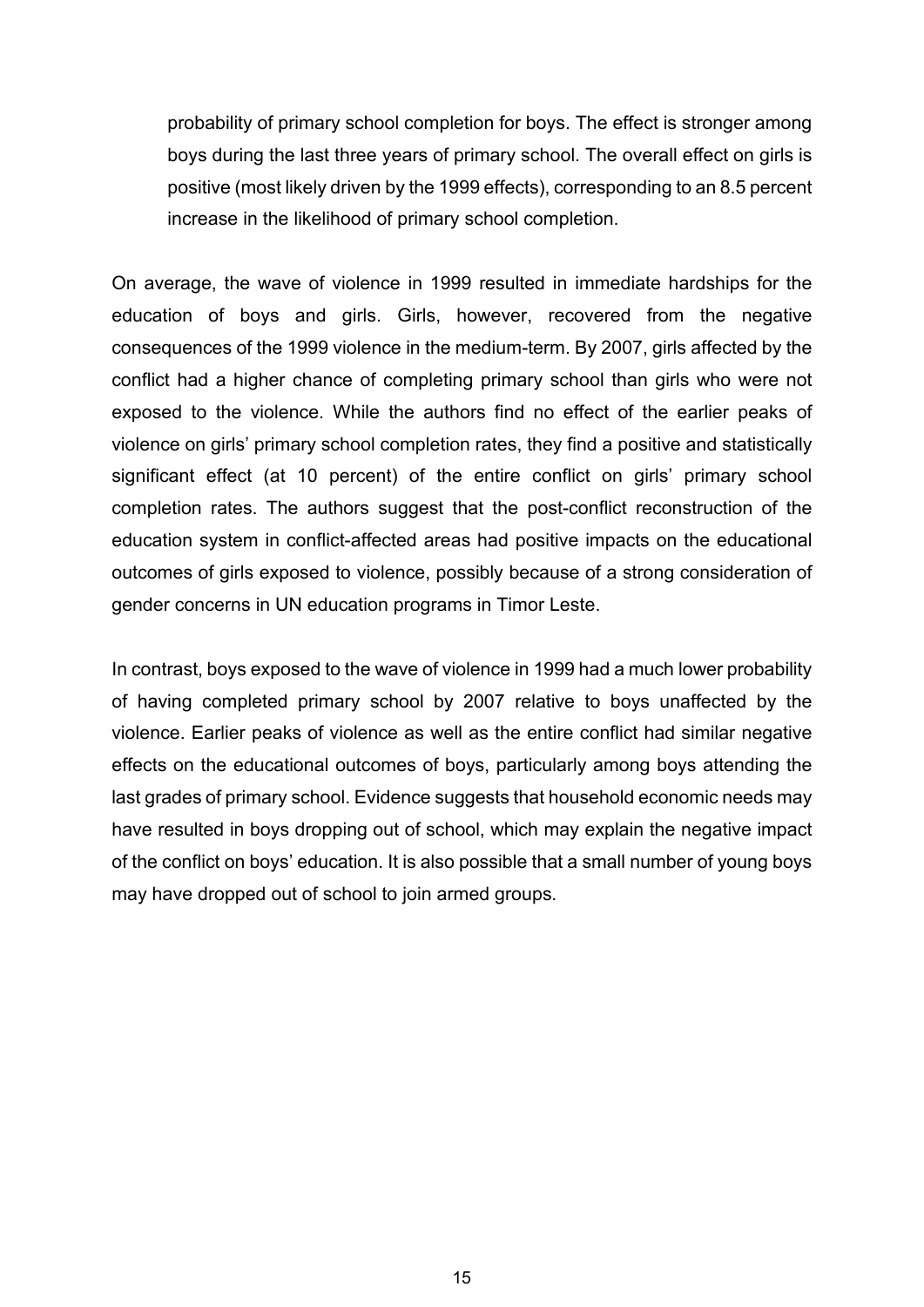> probability of primary school completion for boys. The effect is stronger among boys during the last three years of primary school. The overall effect on girls is positive (most likely driven by the 1999 effects), corresponding to an 8.5 percent increase in the likelihood of primary school completion.

On average, the wave of violence in 1999 resulted in immediate hardships for the education of boys and girls. Girls, however, recovered from the negative consequences of the 1999 violence in the medium-term. By 2007, girls affected by the conflict had a higher chance of completing primary school than girls who were not exposed to the violence. While the authors find no effect of the earlier peaks of violence on girls' primary school completion rates, they find a positive and statistically significant effect (at 10 percent) of the entire conflict on girls' primary school completion rates. The authors suggest that the post-conflict reconstruction of the education system in conflict-affected areas had positive impacts on the educational outcomes of girls exposed to violence, possibly because of a strong consideration of gender concerns in UN education programs in Timor Leste.

In contrast, boys exposed to the wave of violence in 1999 had a much lower probability of having completed primary school by 2007 relative to boys unaffected by the violence. Earlier peaks of violence as well as the entire conflict had similar negative effects on the educational outcomes of boys, particularly among boys attending the last grades of primary school. Evidence suggests that household economic needs may have resulted in boys dropping out of school, which may explain the negative impact of the conflict on boys' education. It is also possible that a small number of young boys may have dropped out of school to join armed groups.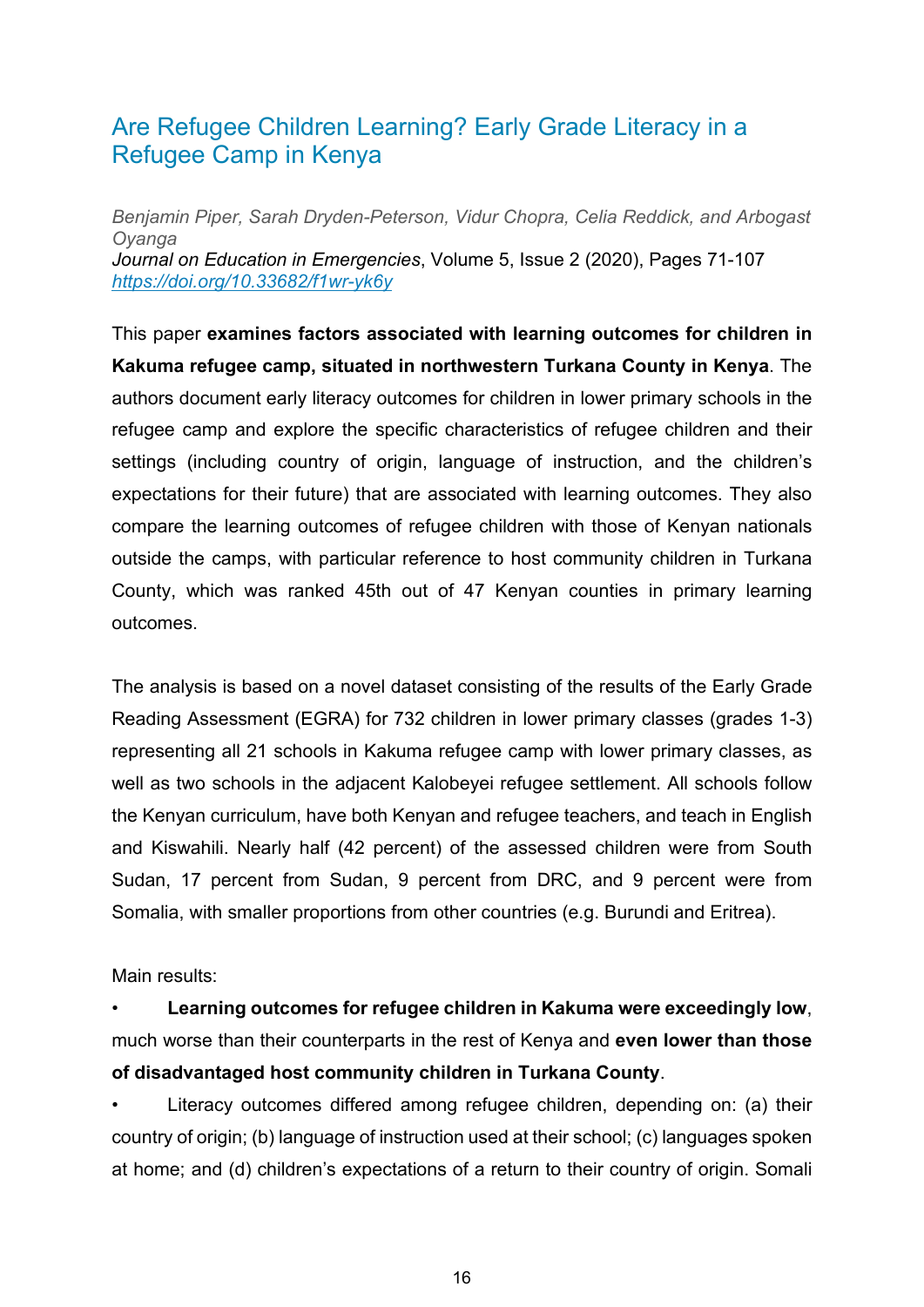## Are Refugee Children Learning? Early Grade Literacy in a Refugee Camp in Kenya

*Benjamin Piper, Sarah Dryden-Peterson, Vidur Chopra, Celia Reddick, and Arbogast Oyanga*
*Journal on Education in Emergencies*, Volume 5, Issue 2 (2020), Pages 71-107
*https://doi.org/10.33682/f1wr-yk6y*

This paper **examines factors associated with learning outcomes for children in Kakuma refugee camp, situated in northwestern Turkana County in Kenya**. The authors document early literacy outcomes for children in lower primary schools in the refugee camp and explore the specific characteristics of refugee children and their settings (including country of origin, language of instruction, and the children's expectations for their future) that are associated with learning outcomes. They also compare the learning outcomes of refugee children with those of Kenyan nationals outside the camps, with particular reference to host community children in Turkana County, which was ranked 45th out of 47 Kenyan counties in primary learning outcomes.

The analysis is based on a novel dataset consisting of the results of the Early Grade Reading Assessment (EGRA) for 732 children in lower primary classes (grades 1-3) representing all 21 schools in Kakuma refugee camp with lower primary classes, as well as two schools in the adjacent Kalobeyei refugee settlement. All schools follow the Kenyan curriculum, have both Kenyan and refugee teachers, and teach in English and Kiswahili. Nearly half (42 percent) of the assessed children were from South Sudan, 17 percent from Sudan, 9 percent from DRC, and 9 percent were from Somalia, with smaller proportions from other countries (e.g. Burundi and Eritrea).

Main results:

- **Learning outcomes for refugee children in Kakuma were exceedingly low**, much worse than their counterparts in the rest of Kenya and **even lower than those of disadvantaged host community children in Turkana County**.
- Literacy outcomes differed among refugee children, depending on: (a) their country of origin; (b) language of instruction used at their school; (c) languages spoken at home; and (d) children's expectations of a return to their country of origin. Somali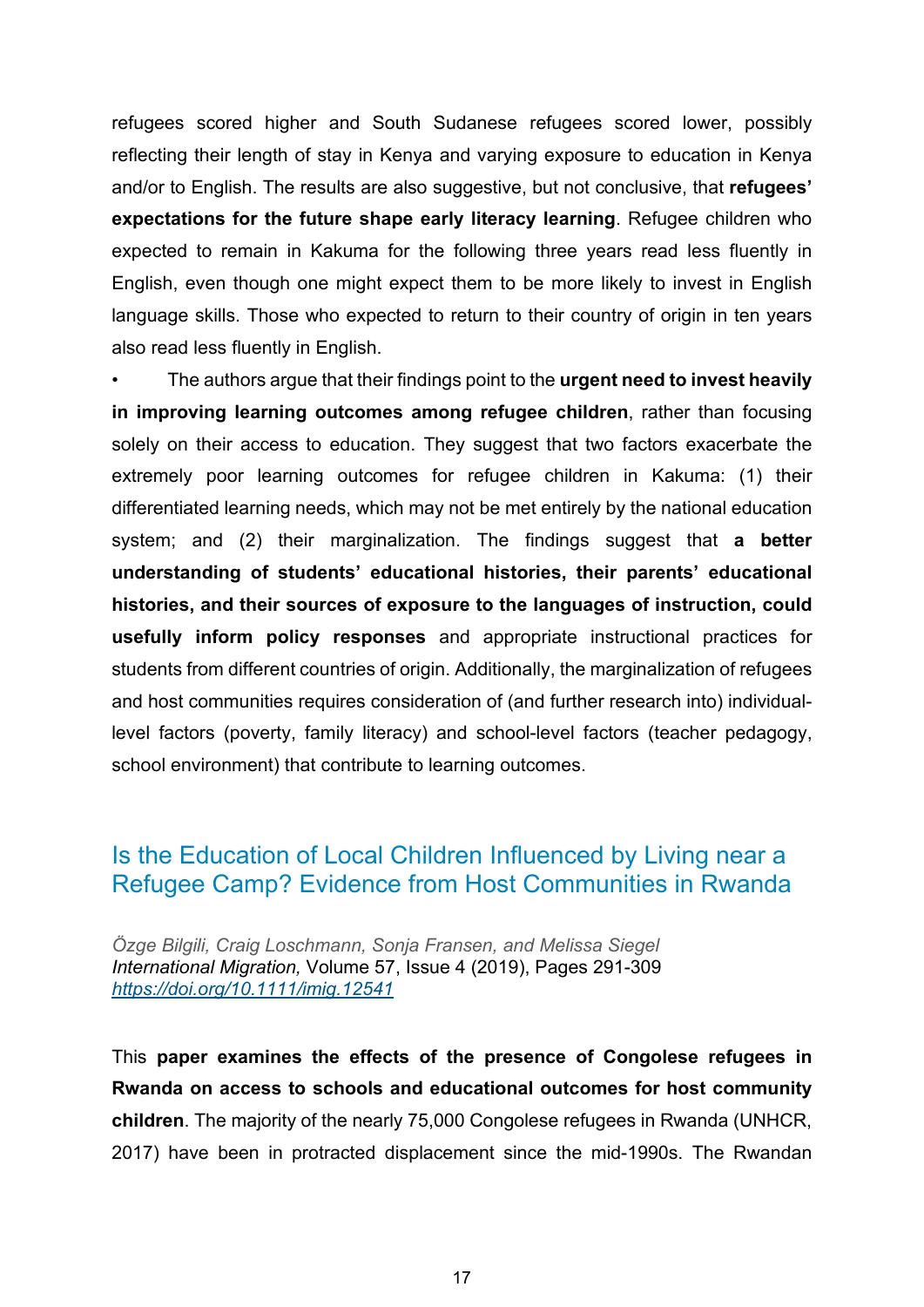refugees scored higher and South Sudanese refugees scored lower, possibly reflecting their length of stay in Kenya and varying exposure to education in Kenya and/or to English. The results are also suggestive, but not conclusive, that **refugees' expectations for the future shape early literacy learning**. Refugee children who expected to remain in Kakuma for the following three years read less fluently in English, even though one might expect them to be more likely to invest in English language skills. Those who expected to return to their country of origin in ten years also read less fluently in English.

- The authors argue that their findings point to the **urgent need to invest heavily in improving learning outcomes among refugee children**, rather than focusing solely on their access to education. They suggest that two factors exacerbate the extremely poor learning outcomes for refugee children in Kakuma: (1) their differentiated learning needs, which may not be met entirely by the national education system; and (2) their marginalization. The findings suggest that **a better understanding of students' educational histories, their parents' educational histories, and their sources of exposure to the languages of instruction, could usefully inform policy responses** and appropriate instructional practices for students from different countries of origin. Additionally, the marginalization of refugees and host communities requires consideration of (and further research into) individual-level factors (poverty, family literacy) and school-level factors (teacher pedagogy, school environment) that contribute to learning outcomes.

## Is the Education of Local Children Influenced by Living near a Refugee Camp? Evidence from Host Communities in Rwanda

*Özge Bilgili, Craig Loschmann, Sonja Fransen, and Melissa Siegel*
*International Migration,* Volume 57, Issue 4 (2019), Pages 291-309
*https://doi.org/10.1111/imig.12541*

This **paper examines the effects of the presence of Congolese refugees in Rwanda on access to schools and educational outcomes for host community children**. The majority of the nearly 75,000 Congolese refugees in Rwanda (UNHCR, 2017) have been in protracted displacement since the mid-1990s. The Rwandan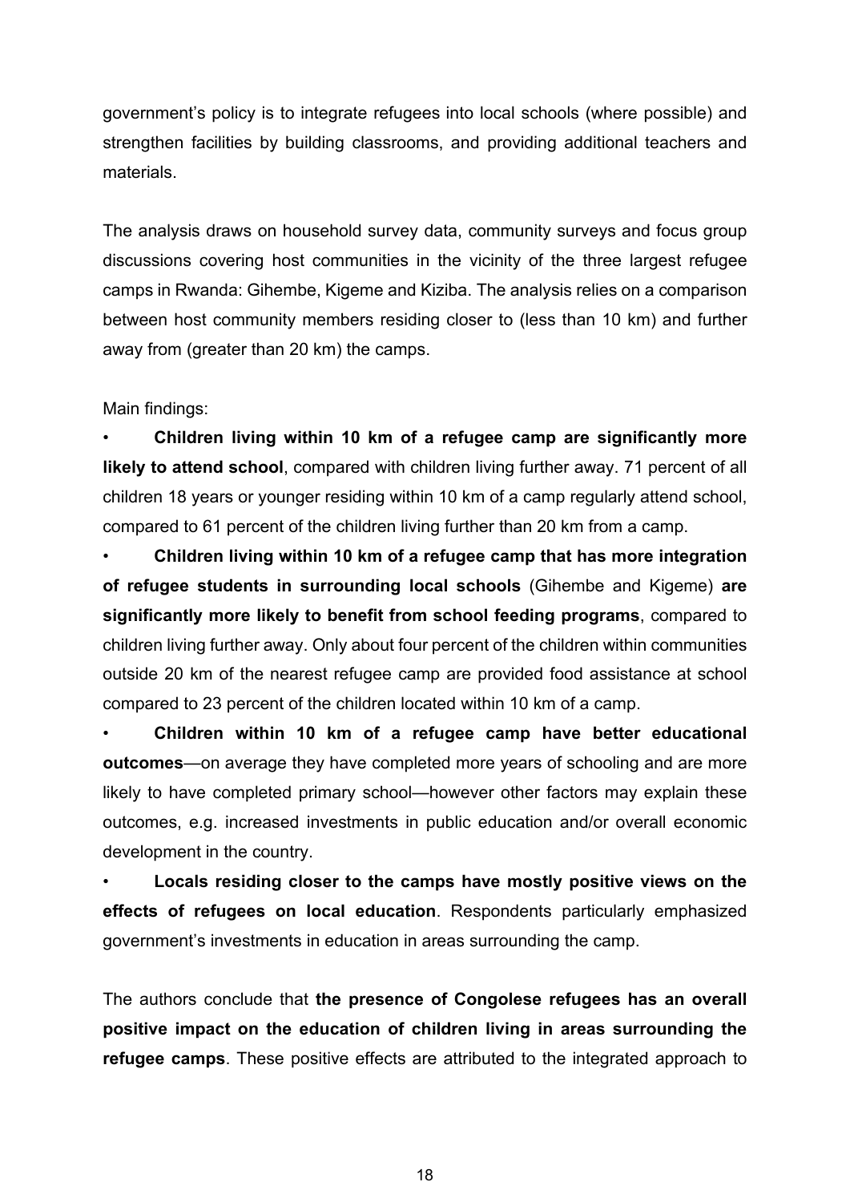government's policy is to integrate refugees into local schools (where possible) and strengthen facilities by building classrooms, and providing additional teachers and materials.

The analysis draws on household survey data, community surveys and focus group discussions covering host communities in the vicinity of the three largest refugee camps in Rwanda: Gihembe, Kigeme and Kiziba. The analysis relies on a comparison between host community members residing closer to (less than 10 km) and further away from (greater than 20 km) the camps.

Main findings:

- **Children living within 10 km of a refugee camp are significantly more likely to attend school**, compared with children living further away. 71 percent of all children 18 years or younger residing within 10 km of a camp regularly attend school, compared to 61 percent of the children living further than 20 km from a camp.
- **Children living within 10 km of a refugee camp that has more integration of refugee students in surrounding local schools** (Gihembe and Kigeme) **are significantly more likely to benefit from school feeding programs**, compared to children living further away. Only about four percent of the children within communities outside 20 km of the nearest refugee camp are provided food assistance at school compared to 23 percent of the children located within 10 km of a camp.
- **Children within 10 km of a refugee camp have better educational outcomes**—on average they have completed more years of schooling and are more likely to have completed primary school—however other factors may explain these outcomes, e.g. increased investments in public education and/or overall economic development in the country.
- **Locals residing closer to the camps have mostly positive views on the effects of refugees on local education**. Respondents particularly emphasized government's investments in education in areas surrounding the camp.

The authors conclude that **the presence of Congolese refugees has an overall positive impact on the education of children living in areas surrounding the refugee camps**. These positive effects are attributed to the integrated approach to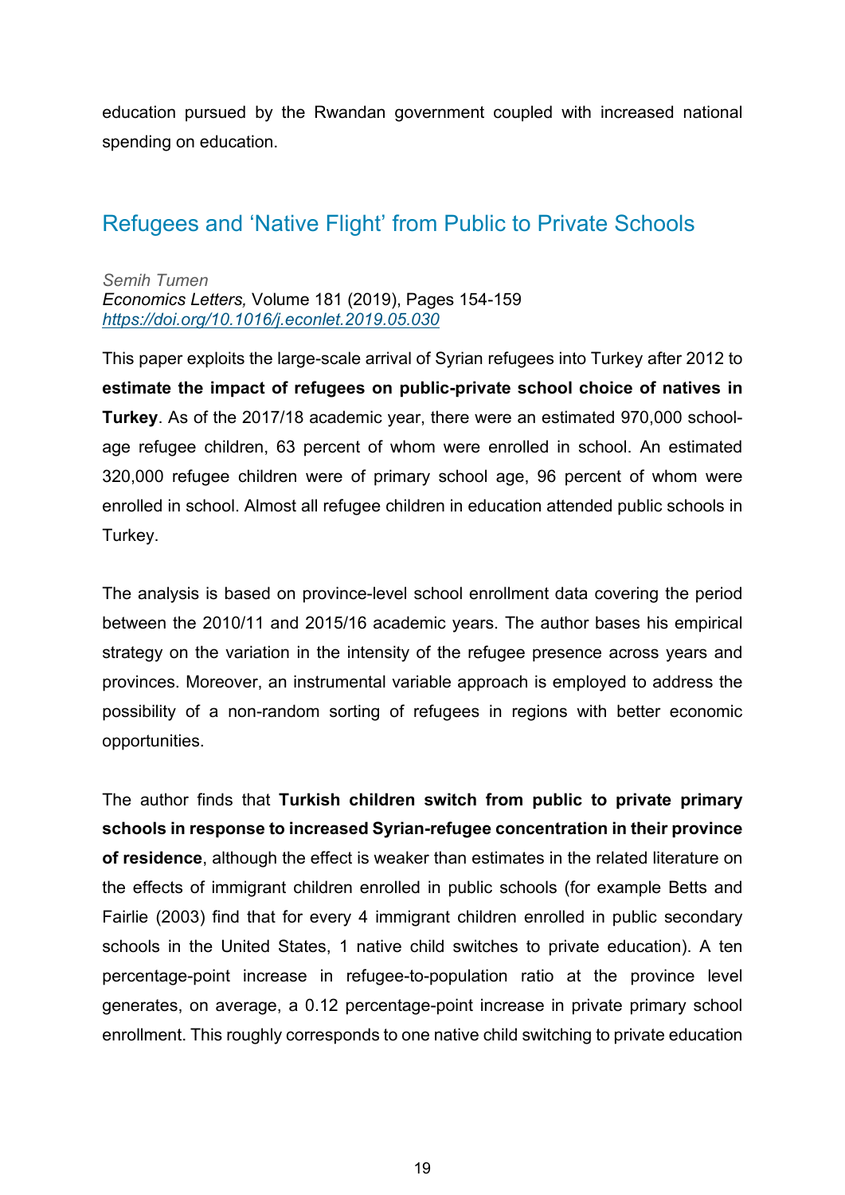education pursued by the Rwandan government coupled with increased national spending on education.

## Refugees and 'Native Flight' from Public to Private Schools

*Semih Tumen*
*Economics Letters,* Volume 181 (2019), Pages 154-159
*https://doi.org/10.1016/j.econlet.2019.05.030*

This paper exploits the large-scale arrival of Syrian refugees into Turkey after 2012 to **estimate the impact of refugees on public-private school choice of natives in Turkey**. As of the 2017/18 academic year, there were an estimated 970,000 school-age refugee children, 63 percent of whom were enrolled in school. An estimated 320,000 refugee children were of primary school age, 96 percent of whom were enrolled in school. Almost all refugee children in education attended public schools in Turkey.

The analysis is based on province-level school enrollment data covering the period between the 2010/11 and 2015/16 academic years. The author bases his empirical strategy on the variation in the intensity of the refugee presence across years and provinces. Moreover, an instrumental variable approach is employed to address the possibility of a non-random sorting of refugees in regions with better economic opportunities.

The author finds that **Turkish children switch from public to private primary schools in response to increased Syrian-refugee concentration in their province of residence**, although the effect is weaker than estimates in the related literature on the effects of immigrant children enrolled in public schools (for example Betts and Fairlie (2003) find that for every 4 immigrant children enrolled in public secondary schools in the United States, 1 native child switches to private education). A ten percentage-point increase in refugee-to-population ratio at the province level generates, on average, a 0.12 percentage-point increase in private primary school enrollment. This roughly corresponds to one native child switching to private education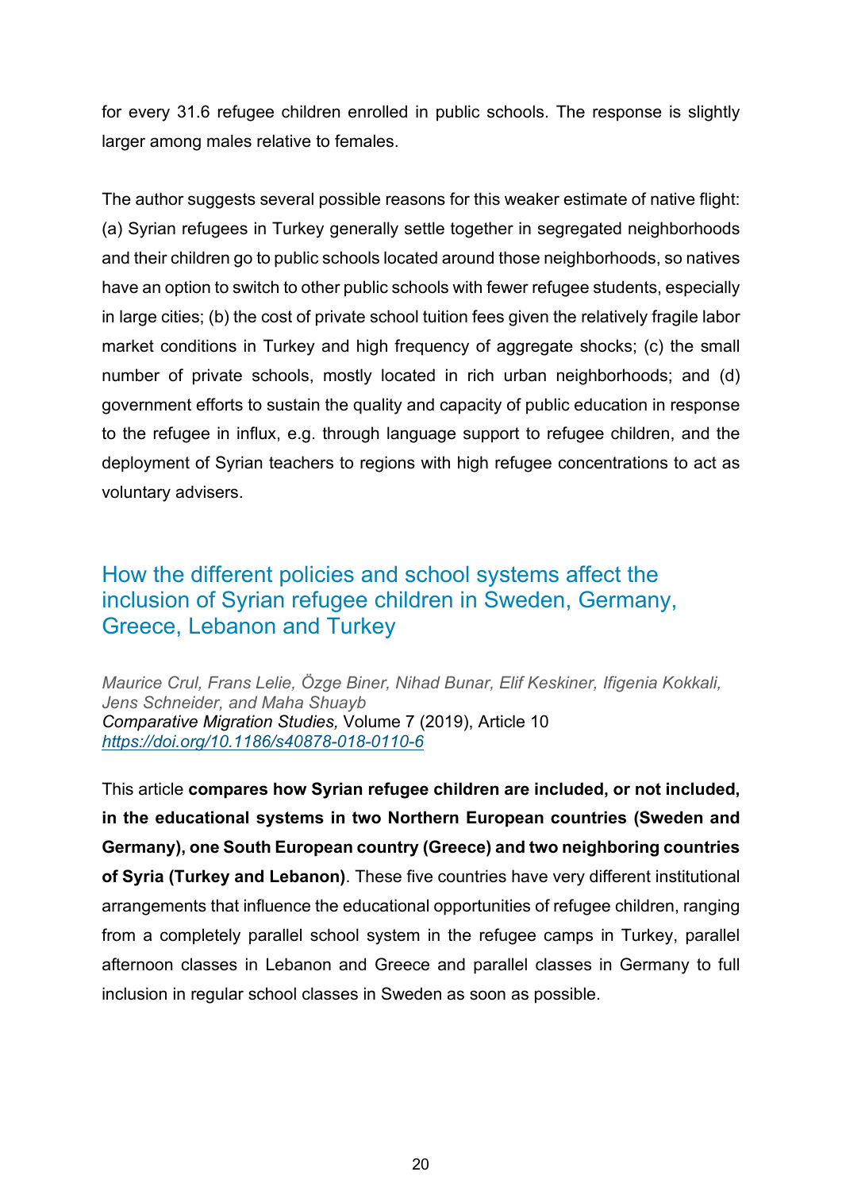for every 31.6 refugee children enrolled in public schools. The response is slightly larger among males relative to females.

The author suggests several possible reasons for this weaker estimate of native flight: (a) Syrian refugees in Turkey generally settle together in segregated neighborhoods and their children go to public schools located around those neighborhoods, so natives have an option to switch to other public schools with fewer refugee students, especially in large cities; (b) the cost of private school tuition fees given the relatively fragile labor market conditions in Turkey and high frequency of aggregate shocks; (c) the small number of private schools, mostly located in rich urban neighborhoods; and (d) government efforts to sustain the quality and capacity of public education in response to the refugee in influx, e.g. through language support to refugee children, and the deployment of Syrian teachers to regions with high refugee concentrations to act as voluntary advisers.

## How the different policies and school systems affect the inclusion of Syrian refugee children in Sweden, Germany, Greece, Lebanon and Turkey

*Maurice Crul, Frans Lelie, Özge Biner, Nihad Bunar, Elif Keskiner, Ifigenia Kokkali, Jens Schneider, and Maha Shuayb*
*Comparative Migration Studies,* Volume 7 (2019), Article 10
*https://doi.org/10.1186/s40878-018-0110-6*

This article **compares how Syrian refugee children are included, or not included, in the educational systems in two Northern European countries (Sweden and Germany), one South European country (Greece) and two neighboring countries of Syria (Turkey and Lebanon)**. These five countries have very different institutional arrangements that influence the educational opportunities of refugee children, ranging from a completely parallel school system in the refugee camps in Turkey, parallel afternoon classes in Lebanon and Greece and parallel classes in Germany to full inclusion in regular school classes in Sweden as soon as possible.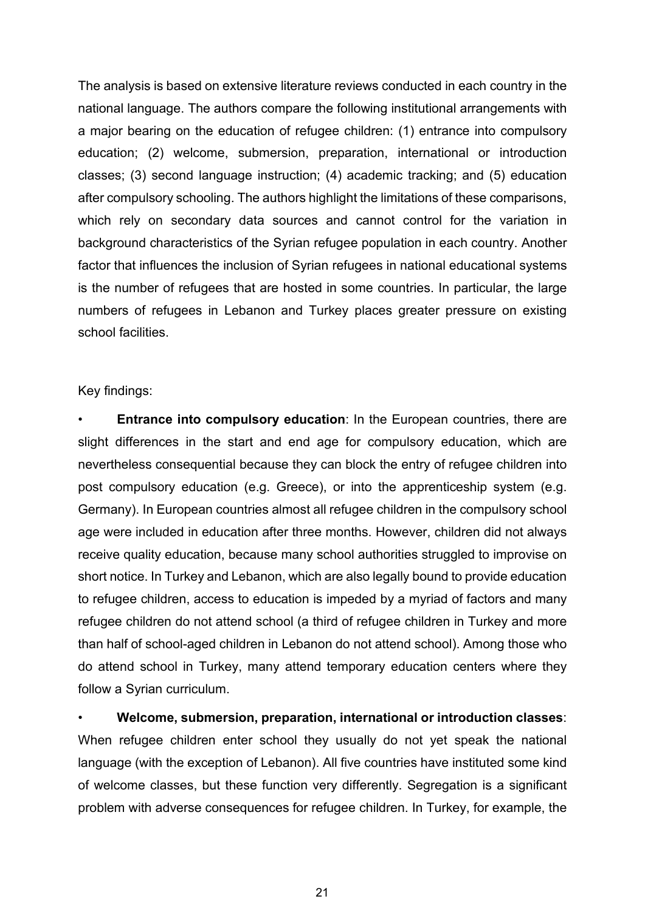The analysis is based on extensive literature reviews conducted in each country in the national language. The authors compare the following institutional arrangements with a major bearing on the education of refugee children: (1) entrance into compulsory education; (2) welcome, submersion, preparation, international or introduction classes; (3) second language instruction; (4) academic tracking; and (5) education after compulsory schooling. The authors highlight the limitations of these comparisons, which rely on secondary data sources and cannot control for the variation in background characteristics of the Syrian refugee population in each country. Another factor that influences the inclusion of Syrian refugees in national educational systems is the number of refugees that are hosted in some countries. In particular, the large numbers of refugees in Lebanon and Turkey places greater pressure on existing school facilities.

Key findings:

- **Entrance into compulsory education**: In the European countries, there are slight differences in the start and end age for compulsory education, which are nevertheless consequential because they can block the entry of refugee children into post compulsory education (e.g. Greece), or into the apprenticeship system (e.g. Germany). In European countries almost all refugee children in the compulsory school age were included in education after three months. However, children did not always receive quality education, because many school authorities struggled to improvise on short notice. In Turkey and Lebanon, which are also legally bound to provide education to refugee children, access to education is impeded by a myriad of factors and many refugee children do not attend school (a third of refugee children in Turkey and more than half of school-aged children in Lebanon do not attend school). Among those who do attend school in Turkey, many attend temporary education centers where they follow a Syrian curriculum.
- **Welcome, submersion, preparation, international or introduction classes**: When refugee children enter school they usually do not yet speak the national language (with the exception of Lebanon). All five countries have instituted some kind of welcome classes, but these function very differently. Segregation is a significant problem with adverse consequences for refugee children. In Turkey, for example, the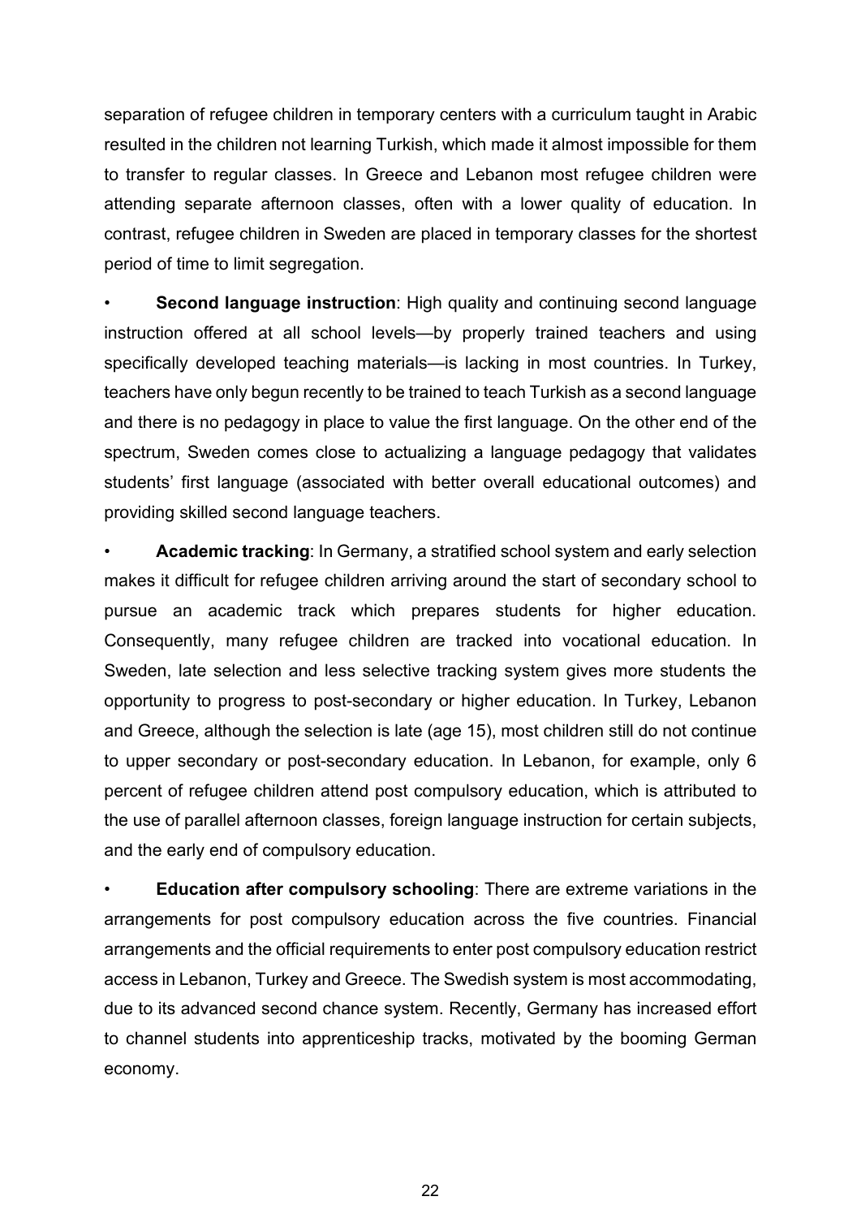separation of refugee children in temporary centers with a curriculum taught in Arabic resulted in the children not learning Turkish, which made it almost impossible for them to transfer to regular classes. In Greece and Lebanon most refugee children were attending separate afternoon classes, often with a lower quality of education. In contrast, refugee children in Sweden are placed in temporary classes for the shortest period of time to limit segregation.

- **Second language instruction**: High quality and continuing second language instruction offered at all school levels—by properly trained teachers and using specifically developed teaching materials—is lacking in most countries. In Turkey, teachers have only begun recently to be trained to teach Turkish as a second language and there is no pedagogy in place to value the first language. On the other end of the spectrum, Sweden comes close to actualizing a language pedagogy that validates students' first language (associated with better overall educational outcomes) and providing skilled second language teachers.

- **Academic tracking**: In Germany, a stratified school system and early selection makes it difficult for refugee children arriving around the start of secondary school to pursue an academic track which prepares students for higher education. Consequently, many refugee children are tracked into vocational education. In Sweden, late selection and less selective tracking system gives more students the opportunity to progress to post-secondary or higher education. In Turkey, Lebanon and Greece, although the selection is late (age 15), most children still do not continue to upper secondary or post-secondary education. In Lebanon, for example, only 6 percent of refugee children attend post compulsory education, which is attributed to the use of parallel afternoon classes, foreign language instruction for certain subjects, and the early end of compulsory education.

- **Education after compulsory schooling**: There are extreme variations in the arrangements for post compulsory education across the five countries. Financial arrangements and the official requirements to enter post compulsory education restrict access in Lebanon, Turkey and Greece. The Swedish system is most accommodating, due to its advanced second chance system. Recently, Germany has increased effort to channel students into apprenticeship tracks, motivated by the booming German economy.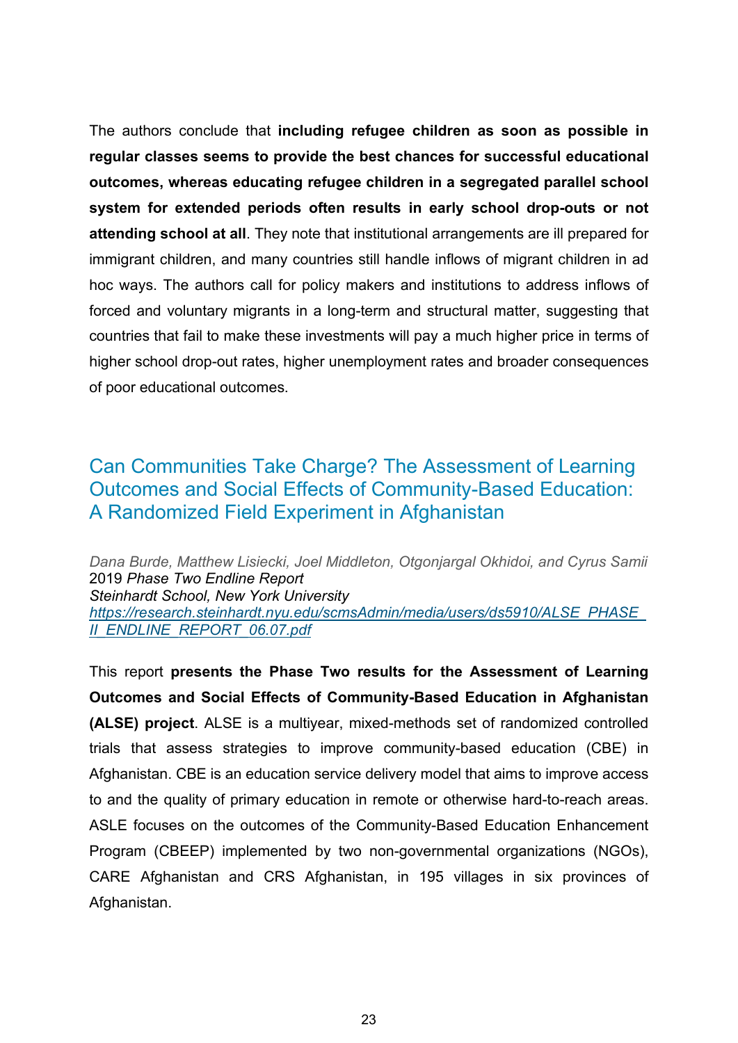The authors conclude that **including refugee children as soon as possible in regular classes seems to provide the best chances for successful educational outcomes, whereas educating refugee children in a segregated parallel school system for extended periods often results in early school drop-outs or not attending school at all**. They note that institutional arrangements are ill prepared for immigrant children, and many countries still handle inflows of migrant children in ad hoc ways. The authors call for policy makers and institutions to address inflows of forced and voluntary migrants in a long-term and structural matter, suggesting that countries that fail to make these investments will pay a much higher price in terms of higher school drop-out rates, higher unemployment rates and broader consequences of poor educational outcomes.

## Can Communities Take Charge? The Assessment of Learning Outcomes and Social Effects of Community-Based Education: A Randomized Field Experiment in Afghanistan

*Dana Burde, Matthew Lisiecki, Joel Middleton, Otgonjargal Okhidoi, and Cyrus Samii*
2019 *Phase Two Endline Report*
*Steinhardt School, New York University*
*https://research.steinhardt.nyu.edu/scmsAdmin/media/users/ds5910/ALSE_PHASE_II_ENDLINE_REPORT_06.07.pdf*

This report **presents the Phase Two results for the Assessment of Learning Outcomes and Social Effects of Community-Based Education in Afghanistan (ALSE) project**. ALSE is a multiyear, mixed-methods set of randomized controlled trials that assess strategies to improve community-based education (CBE) in Afghanistan. CBE is an education service delivery model that aims to improve access to and the quality of primary education in remote or otherwise hard-to-reach areas. ASLE focuses on the outcomes of the Community-Based Education Enhancement Program (CBEEP) implemented by two non-governmental organizations (NGOs), CARE Afghanistan and CRS Afghanistan, in 195 villages in six provinces of Afghanistan.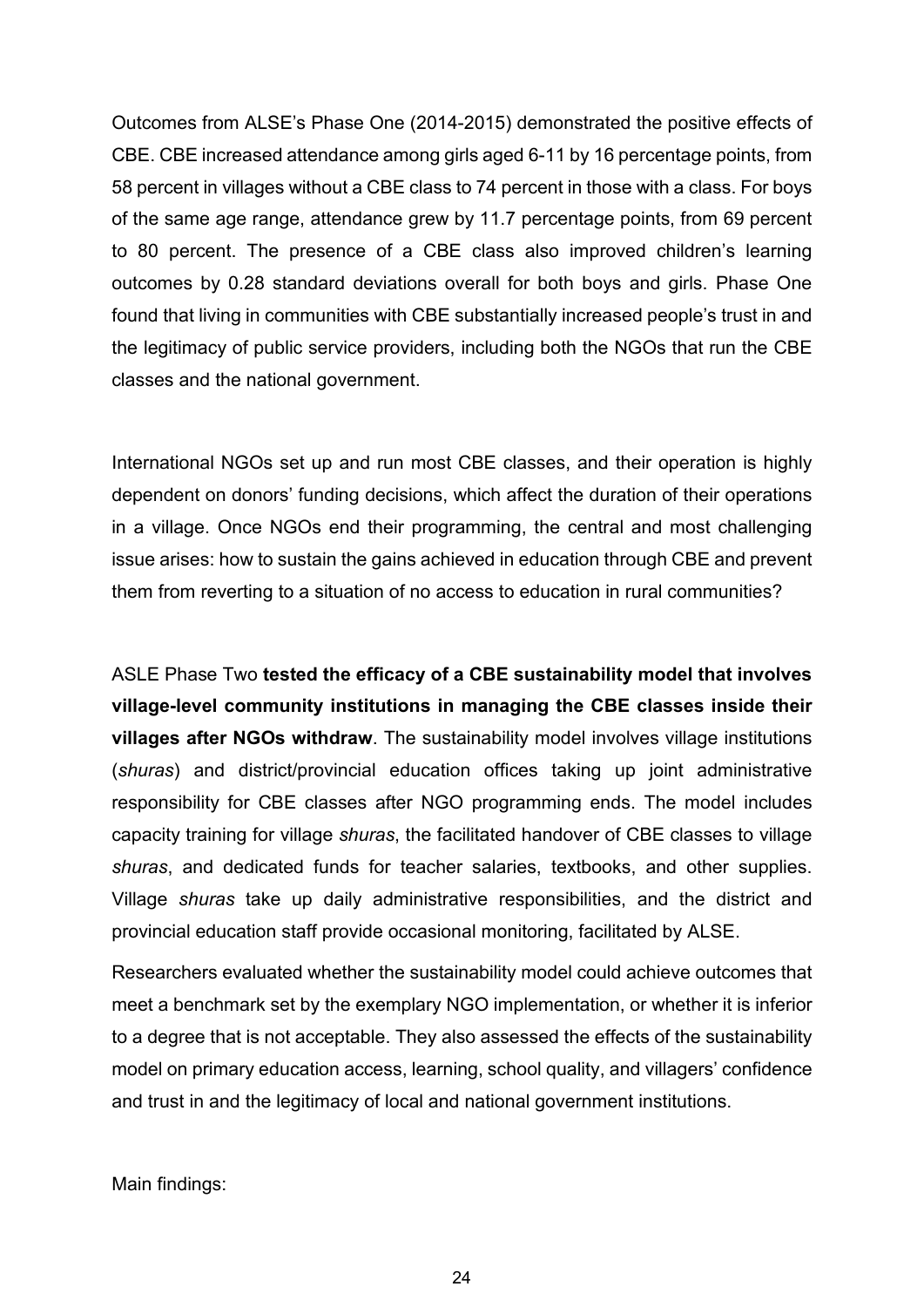Outcomes from ALSE's Phase One (2014-2015) demonstrated the positive effects of CBE. CBE increased attendance among girls aged 6-11 by 16 percentage points, from 58 percent in villages without a CBE class to 74 percent in those with a class. For boys of the same age range, attendance grew by 11.7 percentage points, from 69 percent to 80 percent. The presence of a CBE class also improved children's learning outcomes by 0.28 standard deviations overall for both boys and girls. Phase One found that living in communities with CBE substantially increased people's trust in and the legitimacy of public service providers, including both the NGOs that run the CBE classes and the national government.

International NGOs set up and run most CBE classes, and their operation is highly dependent on donors' funding decisions, which affect the duration of their operations in a village. Once NGOs end their programming, the central and most challenging issue arises: how to sustain the gains achieved in education through CBE and prevent them from reverting to a situation of no access to education in rural communities?

ASLE Phase Two **tested the efficacy of a CBE sustainability model that involves village-level community institutions in managing the CBE classes inside their villages after NGOs withdraw**. The sustainability model involves village institutions (*shuras*) and district/provincial education offices taking up joint administrative responsibility for CBE classes after NGO programming ends. The model includes capacity training for village *shuras*, the facilitated handover of CBE classes to village *shuras*, and dedicated funds for teacher salaries, textbooks, and other supplies. Village *shuras* take up daily administrative responsibilities, and the district and provincial education staff provide occasional monitoring, facilitated by ALSE.

Researchers evaluated whether the sustainability model could achieve outcomes that meet a benchmark set by the exemplary NGO implementation, or whether it is inferior to a degree that is not acceptable. They also assessed the effects of the sustainability model on primary education access, learning, school quality, and villagers' confidence and trust in and the legitimacy of local and national government institutions.

Main findings: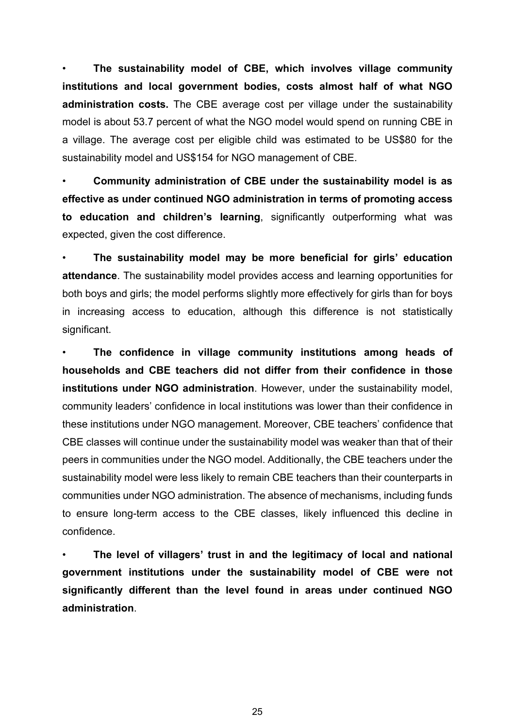- **The sustainability model of CBE, which involves village community institutions and local government bodies, costs almost half of what NGO administration costs.** The CBE average cost per village under the sustainability model is about 53.7 percent of what the NGO model would spend on running CBE in a village. The average cost per eligible child was estimated to be US$80 for the sustainability model and US$154 for NGO management of CBE.

- **Community administration of CBE under the sustainability model is as effective as under continued NGO administration in terms of promoting access to education and children's learning**, significantly outperforming what was expected, given the cost difference.

- **The sustainability model may be more beneficial for girls' education attendance**. The sustainability model provides access and learning opportunities for both boys and girls; the model performs slightly more effectively for girls than for boys in increasing access to education, although this difference is not statistically significant.

- **The confidence in village community institutions among heads of households and CBE teachers did not differ from their confidence in those institutions under NGO administration**. However, under the sustainability model, community leaders' confidence in local institutions was lower than their confidence in these institutions under NGO management. Moreover, CBE teachers' confidence that CBE classes will continue under the sustainability model was weaker than that of their peers in communities under the NGO model. Additionally, the CBE teachers under the sustainability model were less likely to remain CBE teachers than their counterparts in communities under NGO administration. The absence of mechanisms, including funds to ensure long-term access to the CBE classes, likely influenced this decline in confidence.

- **The level of villagers' trust in and the legitimacy of local and national government institutions under the sustainability model of CBE were not significantly different than the level found in areas under continued NGO administration**.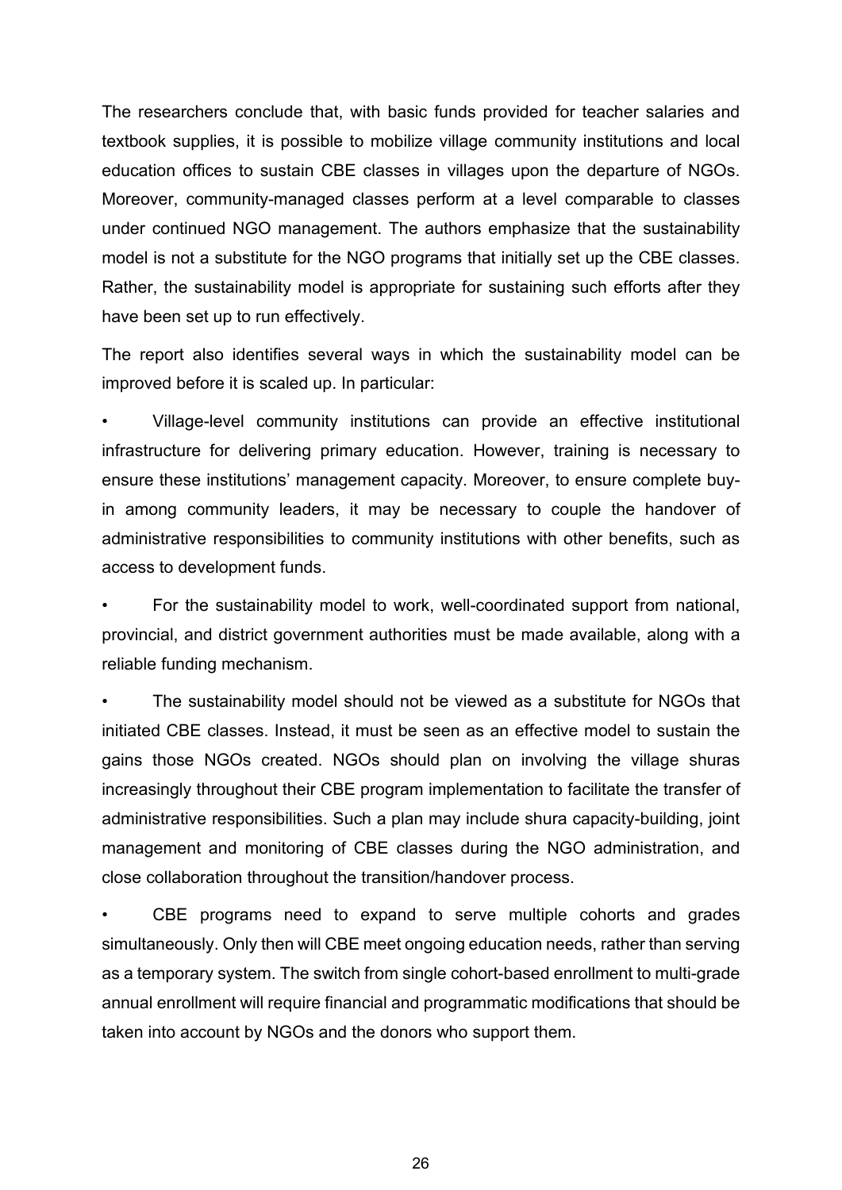The researchers conclude that, with basic funds provided for teacher salaries and textbook supplies, it is possible to mobilize village community institutions and local education offices to sustain CBE classes in villages upon the departure of NGOs. Moreover, community-managed classes perform at a level comparable to classes under continued NGO management. The authors emphasize that the sustainability model is not a substitute for the NGO programs that initially set up the CBE classes. Rather, the sustainability model is appropriate for sustaining such efforts after they have been set up to run effectively.

The report also identifies several ways in which the sustainability model can be improved before it is scaled up. In particular:

- Village-level community institutions can provide an effective institutional infrastructure for delivering primary education. However, training is necessary to ensure these institutions' management capacity. Moreover, to ensure complete buy-in among community leaders, it may be necessary to couple the handover of administrative responsibilities to community institutions with other benefits, such as access to development funds.
- For the sustainability model to work, well-coordinated support from national, provincial, and district government authorities must be made available, along with a reliable funding mechanism.
- The sustainability model should not be viewed as a substitute for NGOs that initiated CBE classes. Instead, it must be seen as an effective model to sustain the gains those NGOs created. NGOs should plan on involving the village shuras increasingly throughout their CBE program implementation to facilitate the transfer of administrative responsibilities. Such a plan may include shura capacity-building, joint management and monitoring of CBE classes during the NGO administration, and close collaboration throughout the transition/handover process.
- CBE programs need to expand to serve multiple cohorts and grades simultaneously. Only then will CBE meet ongoing education needs, rather than serving as a temporary system. The switch from single cohort-based enrollment to multi-grade annual enrollment will require financial and programmatic modifications that should be taken into account by NGOs and the donors who support them.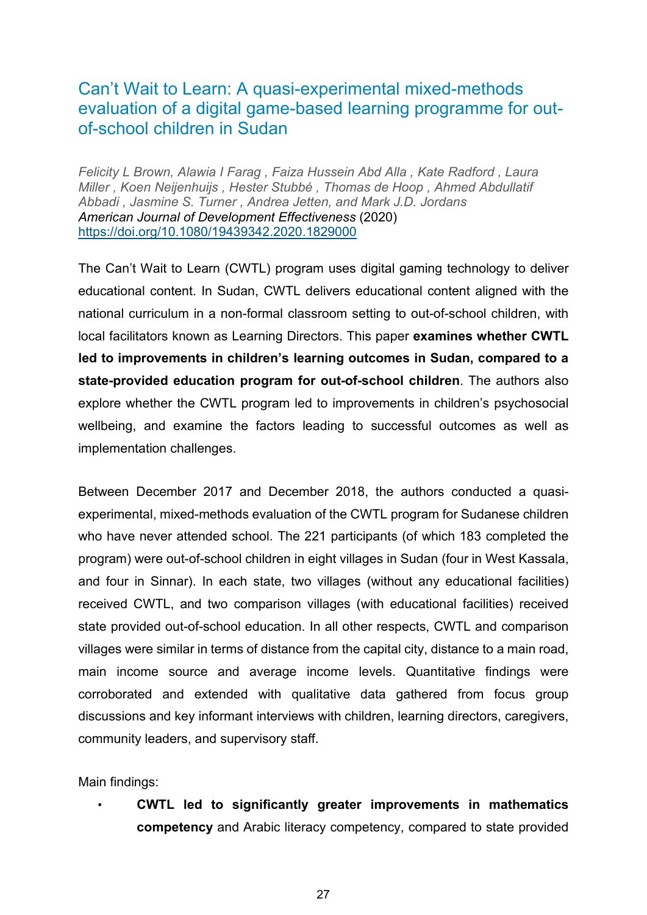## Can't Wait to Learn: A quasi-experimental mixed-methods evaluation of a digital game-based learning programme for out-of-school children in Sudan

*Felicity L Brown, Alawia I Farag , Faiza Hussein Abd Alla , Kate Radford , Laura Miller , Koen Neijenhuijs , Hester Stubbé , Thomas de Hoop , Ahmed Abdullatif Abbadi , Jasmine S. Turner , Andrea Jetten, and Mark J.D. Jordans*
*American Journal of Development Effectiveness* (2020)
https://doi.org/10.1080/19439342.2020.1829000

The Can't Wait to Learn (CWTL) program uses digital gaming technology to deliver educational content. In Sudan, CWTL delivers educational content aligned with the national curriculum in a non-formal classroom setting to out-of-school children, with local facilitators known as Learning Directors. This paper **examines whether CWTL led to improvements in children's learning outcomes in Sudan, compared to a state-provided education program for out-of-school children**. The authors also explore whether the CWTL program led to improvements in children's psychosocial wellbeing, and examine the factors leading to successful outcomes as well as implementation challenges.

Between December 2017 and December 2018, the authors conducted a quasi-experimental, mixed-methods evaluation of the CWTL program for Sudanese children who have never attended school. The 221 participants (of which 183 completed the program) were out-of-school children in eight villages in Sudan (four in West Kassala, and four in Sinnar). In each state, two villages (without any educational facilities) received CWTL, and two comparison villages (with educational facilities) received state provided out-of-school education. In all other respects, CWTL and comparison villages were similar in terms of distance from the capital city, distance to a main road, main income source and average income levels. Quantitative findings were corroborated and extended with qualitative data gathered from focus group discussions and key informant interviews with children, learning directors, caregivers, community leaders, and supervisory staff.

Main findings:

- **CWTL led to significantly greater improvements in mathematics competency** and Arabic literacy competency, compared to state provided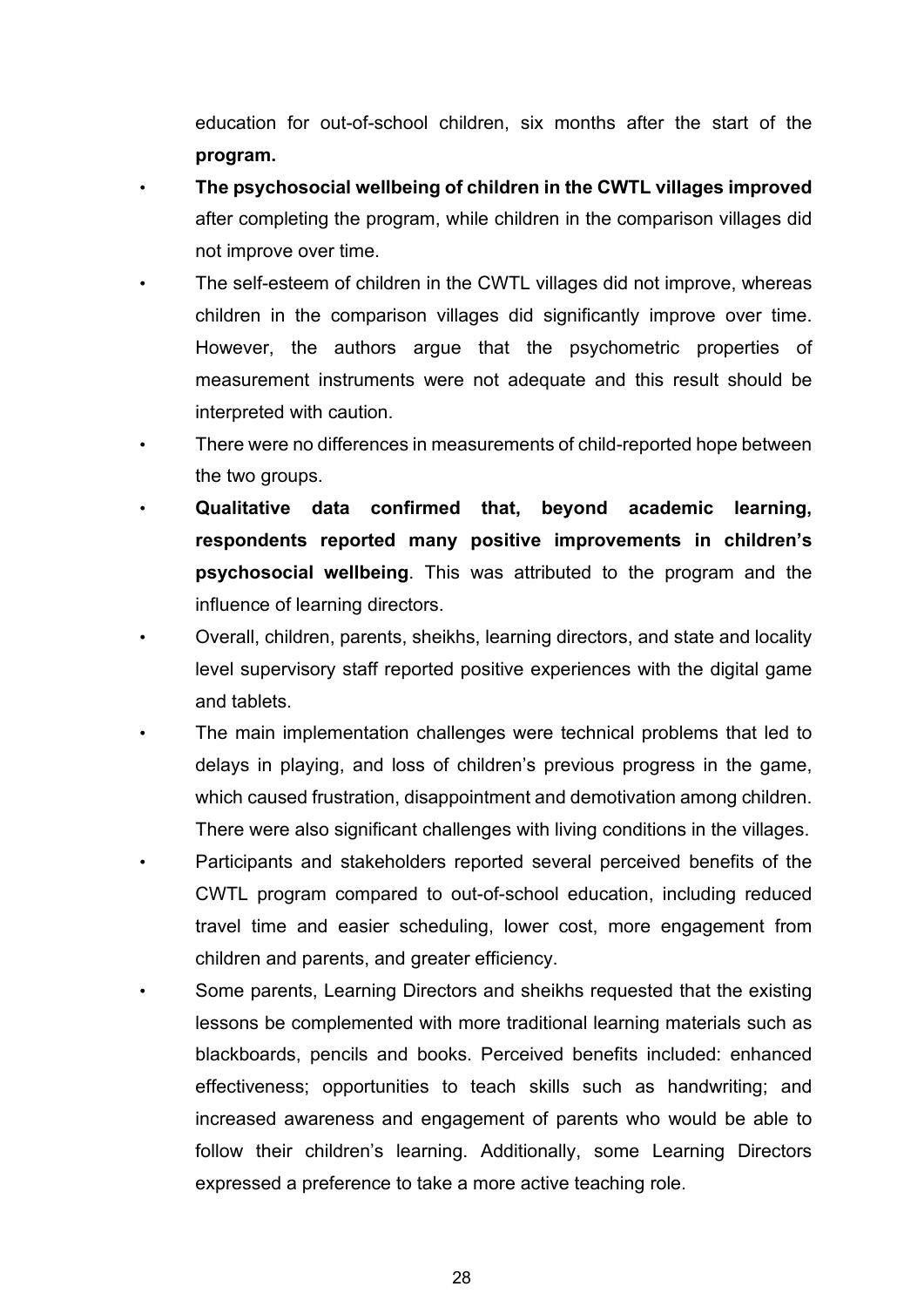education for out-of-school children, six months after the start of the **program.**

- **The psychosocial wellbeing of children in the CWTL villages improved** after completing the program, while children in the comparison villages did not improve over time.
- The self-esteem of children in the CWTL villages did not improve, whereas children in the comparison villages did significantly improve over time. However, the authors argue that the psychometric properties of measurement instruments were not adequate and this result should be interpreted with caution.
- There were no differences in measurements of child-reported hope between the two groups.
- **Qualitative data confirmed that, beyond academic learning, respondents reported many positive improvements in children's psychosocial wellbeing**. This was attributed to the program and the influence of learning directors.
- Overall, children, parents, sheikhs, learning directors, and state and locality level supervisory staff reported positive experiences with the digital game and tablets.
- The main implementation challenges were technical problems that led to delays in playing, and loss of children's previous progress in the game, which caused frustration, disappointment and demotivation among children. There were also significant challenges with living conditions in the villages.
- Participants and stakeholders reported several perceived benefits of the CWTL program compared to out-of-school education, including reduced travel time and easier scheduling, lower cost, more engagement from children and parents, and greater efficiency.
- Some parents, Learning Directors and sheikhs requested that the existing lessons be complemented with more traditional learning materials such as blackboards, pencils and books. Perceived benefits included: enhanced effectiveness; opportunities to teach skills such as handwriting; and increased awareness and engagement of parents who would be able to follow their children's learning. Additionally, some Learning Directors expressed a preference to take a more active teaching role.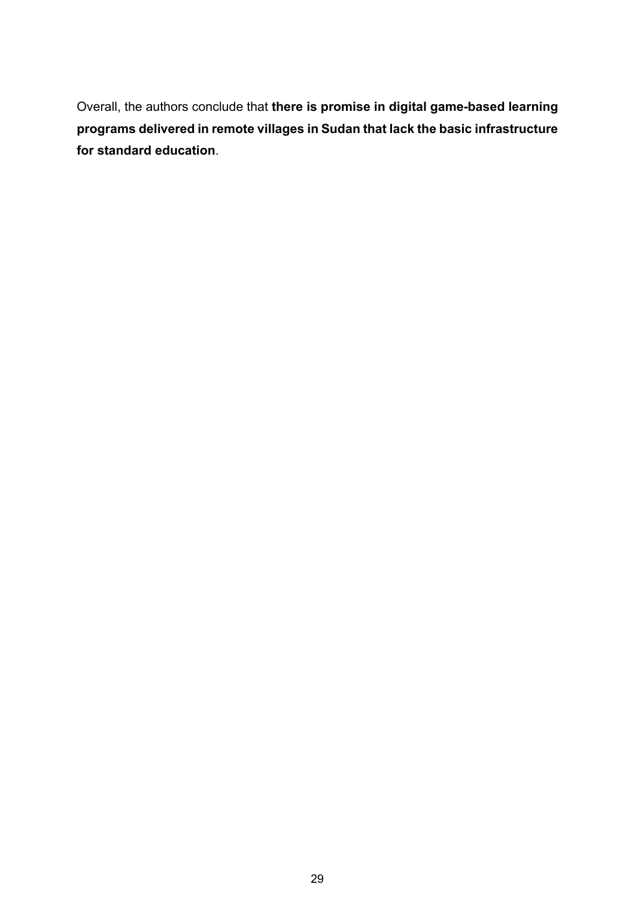Overall, the authors conclude that **there is promise in digital game-based learning programs delivered in remote villages in Sudan that lack the basic infrastructure for standard education**.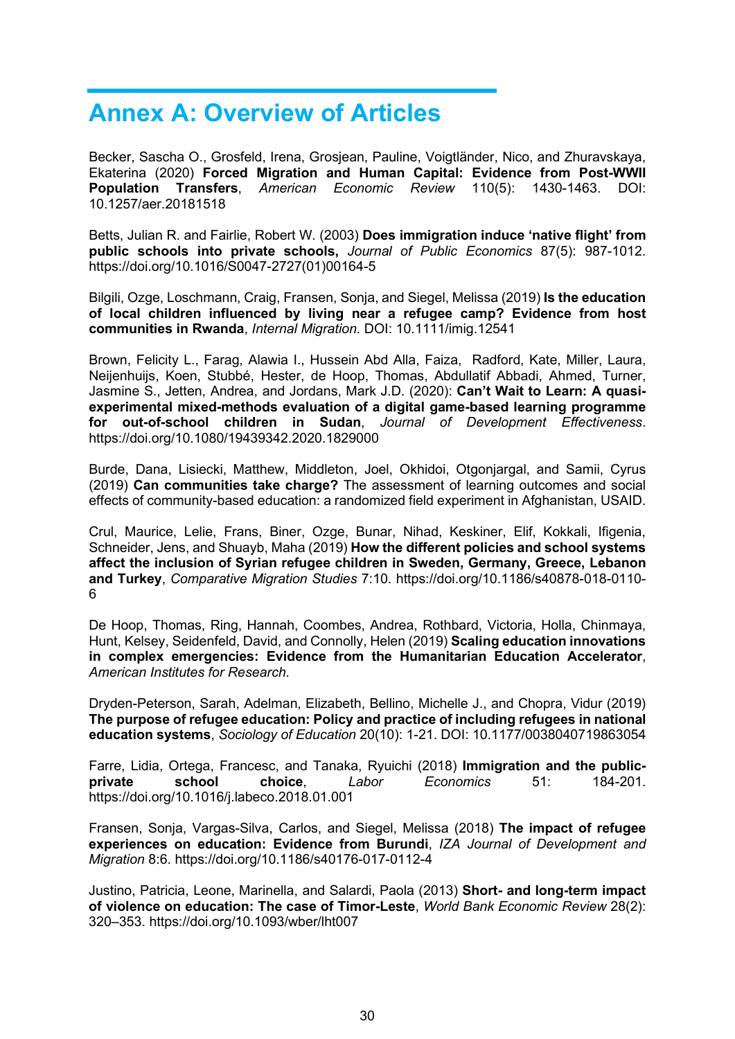# Annex A: Overview of Articles

Becker, Sascha O., Grosfeld, Irena, Grosjean, Pauline, Voigtländer, Nico, and Zhuravskaya, Ekaterina (2020) **Forced Migration and Human Capital: Evidence from Post-WWII Population Transfers**, *American Economic Review* 110(5): 1430-1463. DOI: 10.1257/aer.20181518

Betts, Julian R. and Fairlie, Robert W. (2003) **Does immigration induce 'native flight' from public schools into private schools,** *Journal of Public Economics* 87(5): 987-1012. https://doi.org/10.1016/S0047-2727(01)00164-5

Bilgili, Ozge, Loschmann, Craig, Fransen, Sonja, and Siegel, Melissa (2019) **Is the education of local children influenced by living near a refugee camp? Evidence from host communities in Rwanda**, *Internal Migration.* DOI: 10.1111/imig.12541

Brown, Felicity L., Farag, Alawia I., Hussein Abd Alla, Faiza, Radford, Kate, Miller, Laura, Neijenhuijs, Koen, Stubbé, Hester, de Hoop, Thomas, Abdullatif Abbadi, Ahmed, Turner, Jasmine S., Jetten, Andrea, and Jordans, Mark J.D. (2020): **Can't Wait to Learn: A quasi-experimental mixed-methods evaluation of a digital game-based learning programme for out-of-school children in Sudan**, *Journal of Development Effectiveness*. https://doi.org/10.1080/19439342.2020.1829000

Burde, Dana, Lisiecki, Matthew, Middleton, Joel, Okhidoi, Otgonjargal, and Samii, Cyrus (2019) **Can communities take charge?** The assessment of learning outcomes and social effects of community-based education: a randomized field experiment in Afghanistan, USAID.

Crul, Maurice, Lelie, Frans, Biner, Ozge, Bunar, Nihad, Keskiner, Elif, Kokkali, Ifigenia, Schneider, Jens, and Shuayb, Maha (2019) **How the different policies and school systems affect the inclusion of Syrian refugee children in Sweden, Germany, Greece, Lebanon and Turkey**, *Comparative Migration Studies* 7:10. https://doi.org/10.1186/s40878-018-0110-6

De Hoop, Thomas, Ring, Hannah, Coombes, Andrea, Rothbard, Victoria, Holla, Chinmaya, Hunt, Kelsey, Seidenfeld, David, and Connolly, Helen (2019) **Scaling education innovations in complex emergencies: Evidence from the Humanitarian Education Accelerator**, *American Institutes for Research.*

Dryden-Peterson, Sarah, Adelman, Elizabeth, Bellino, Michelle J., and Chopra, Vidur (2019) **The purpose of refugee education: Policy and practice of including refugees in national education systems**, *Sociology of Education* 20(10): 1-21. DOI: 10.1177/0038040719863054

Farre, Lidia, Ortega, Francesc, and Tanaka, Ryuichi (2018) **Immigration and the public-private school choice**, *Labor Economics* 51: 184-201. https://doi.org/10.1016/j.labeco.2018.01.001

Fransen, Sonja, Vargas-Silva, Carlos, and Siegel, Melissa (2018) **The impact of refugee experiences on education: Evidence from Burundi**, *IZA Journal of Development and Migration* 8:6. https://doi.org/10.1186/s40176-017-0112-4

Justino, Patricia, Leone, Marinella, and Salardi, Paola (2013) **Short- and long-term impact of violence on education: The case of Timor-Leste**, *World Bank Economic Review* 28(2): 320–353. https://doi.org/10.1093/wber/lht007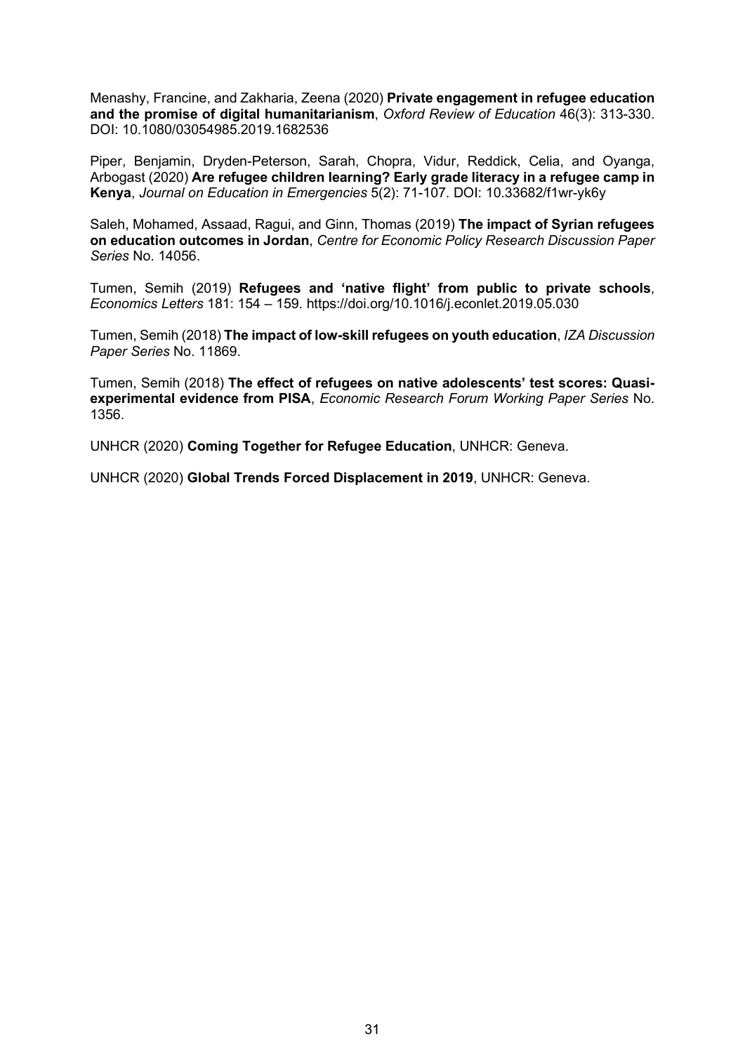Menashy, Francine, and Zakharia, Zeena (2020) **Private engagement in refugee education and the promise of digital humanitarianism**, *Oxford Review of Education* 46(3): 313-330. DOI: 10.1080/03054985.2019.1682536

Piper, Benjamin, Dryden-Peterson, Sarah, Chopra, Vidur, Reddick, Celia, and Oyanga, Arbogast (2020) **Are refugee children learning? Early grade literacy in a refugee camp in Kenya**, *Journal on Education in Emergencies* 5(2): 71-107. DOI: 10.33682/f1wr-yk6y

Saleh, Mohamed, Assaad, Ragui, and Ginn, Thomas (2019) **The impact of Syrian refugees on education outcomes in Jordan**, *Centre for Economic Policy Research Discussion Paper Series* No. 14056.

Tumen, Semih (2019) **Refugees and 'native flight' from public to private schools**, *Economics Letters* 181: 154 – 159. https://doi.org/10.1016/j.econlet.2019.05.030

Tumen, Semih (2018) **The impact of low-skill refugees on youth education**, *IZA Discussion Paper Series* No. 11869.

Tumen, Semih (2018) **The effect of refugees on native adolescents' test scores: Quasi-experimental evidence from PISA**, *Economic Research Forum Working Paper Series* No. 1356.

UNHCR (2020) **Coming Together for Refugee Education**, UNHCR: Geneva.

UNHCR (2020) **Global Trends Forced Displacement in 2019**, UNHCR: Geneva.